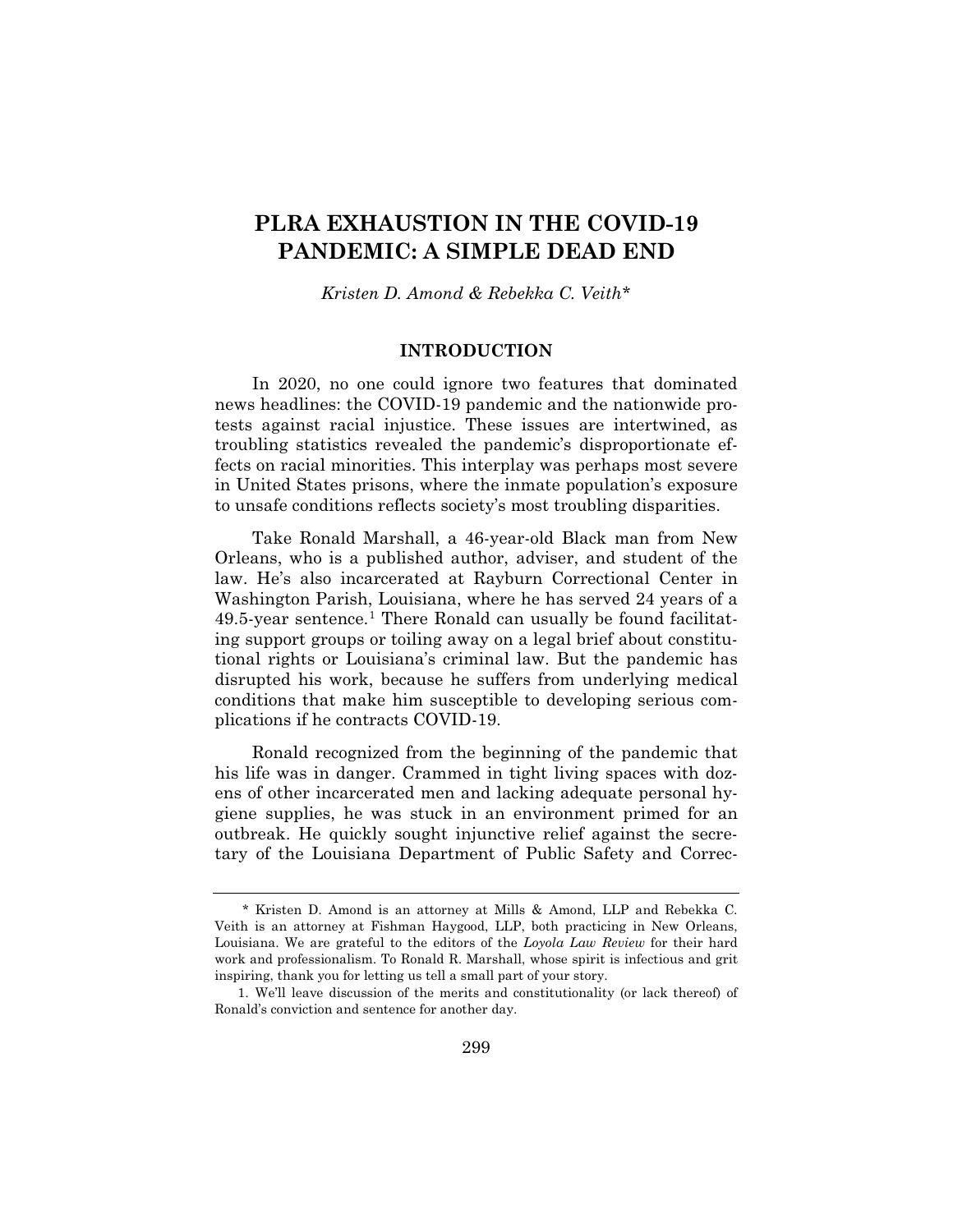# PLRA EXHAUSTION IN THE COVID-19 PANDEMIC: A SIMPLE DEAD END

*Kristen D. Amond & Rebekka C. Veith**

## INTRODUCTION

In 2020, no one could ignore two features that dominated news headlines: the COVID-19 pandemic and the nationwide protests against racial injustice. These issues are intertwined, as troubling statistics revealed the pandemic's disproportionate effects on racial minorities. This interplay was perhaps most severe in United States prisons, where the inmate population's exposure to unsafe conditions reflects society's most troubling disparities.

Take Ronald Marshall, a 46-year-old Black man from New Orleans, who is a published author, adviser, and student of the law. He's also incarcerated at Rayburn Correctional Center in Washington Parish, Louisiana, where he has served 24 years of a 49.5-year sentence.[1] There Ronald can usually be found facilitating support groups or toiling away on a legal brief about constitutional rights or Louisiana's criminal law. But the pandemic has disrupted his work, because he suffers from underlying medical conditions that make him susceptible to developing serious complications if he contracts COVID-19.

Ronald recognized from the beginning of the pandemic that his life was in danger. Crammed in tight living spaces with dozens of other incarcerated men and lacking adequate personal hygiene supplies, he was stuck in an environment primed for an outbreak. He quickly sought injunctive relief against the secretary of the Louisiana Department of Public Safety and Correc-

---

\* Kristen D. Amond is an attorney at Mills & Amond, LLP and Rebekka C. Veith is an attorney at Fishman Haygood, LLP, both practicing in New Orleans, Louisiana. We are grateful to the editors of the *Loyola Law Review* for their hard work and professionalism. To Ronald R. Marshall, whose spirit is infectious and grit inspiring, thank you for letting us tell a small part of your story.

1. We'll leave discussion of the merits and constitutionality (or lack thereof) of Ronald's conviction and sentence for another day.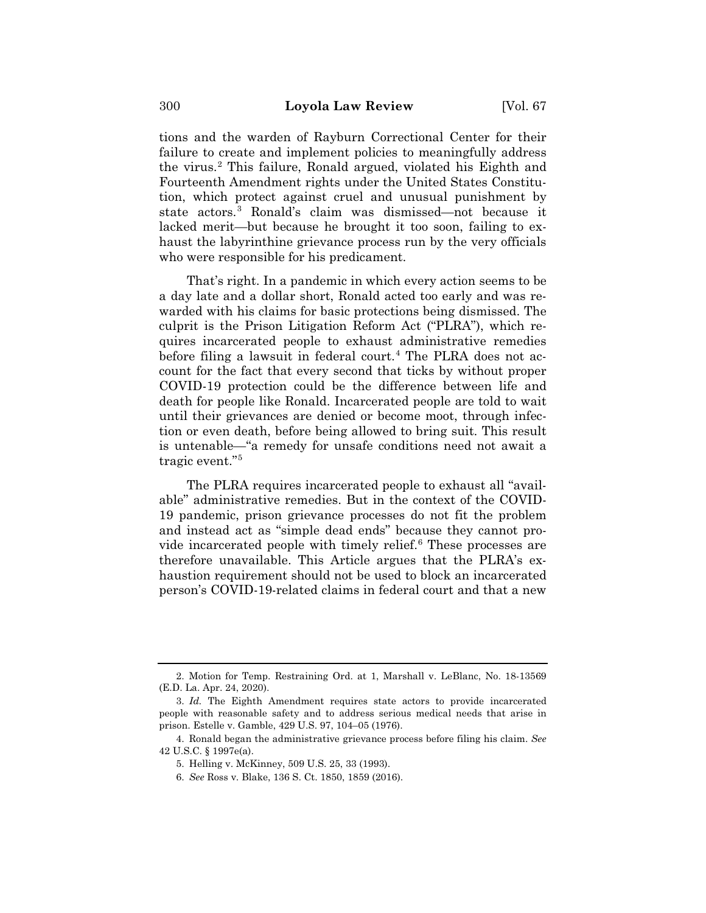tions and the warden of Rayburn Correctional Center for their failure to create and implement policies to meaningfully address the virus.[2] This failure, Ronald argued, violated his Eighth and Fourteenth Amendment rights under the United States Constitution, which protect against cruel and unusual punishment by state actors.[3] Ronald's claim was dismissed—not because it lacked merit—but because he brought it too soon, failing to exhaust the labyrinthine grievance process run by the very officials who were responsible for his predicament.

That's right. In a pandemic in which every action seems to be a day late and a dollar short, Ronald acted too early and was rewarded with his claims for basic protections being dismissed. The culprit is the Prison Litigation Reform Act ("PLRA"), which requires incarcerated people to exhaust administrative remedies before filing a lawsuit in federal court.[4] The PLRA does not account for the fact that every second that ticks by without proper COVID-19 protection could be the difference between life and death for people like Ronald. Incarcerated people are told to wait until their grievances are denied or become moot, through infection or even death, before being allowed to bring suit. This result is untenable—"a remedy for unsafe conditions need not await a tragic event."[5]

The PLRA requires incarcerated people to exhaust all "available" administrative remedies. But in the context of the COVID-19 pandemic, prison grievance processes do not fit the problem and instead act as "simple dead ends" because they cannot provide incarcerated people with timely relief.[6] These processes are therefore unavailable. This Article argues that the PLRA's exhaustion requirement should not be used to block an incarcerated person's COVID-19-related claims in federal court and that a new

---

2. Motion for Temp. Restraining Ord. at 1, Marshall v. LeBlanc, No. 18-13569 (E.D. La. Apr. 24, 2020).

3. *Id.* The Eighth Amendment requires state actors to provide incarcerated people with reasonable safety and to address serious medical needs that arise in prison. Estelle v. Gamble, 429 U.S. 97, 104–05 (1976).

4. Ronald began the administrative grievance process before filing his claim. *See* 42 U.S.C. § 1997e(a).

5. Helling v. McKinney, 509 U.S. 25, 33 (1993).

6. *See* Ross v. Blake, 136 S. Ct. 1850, 1859 (2016).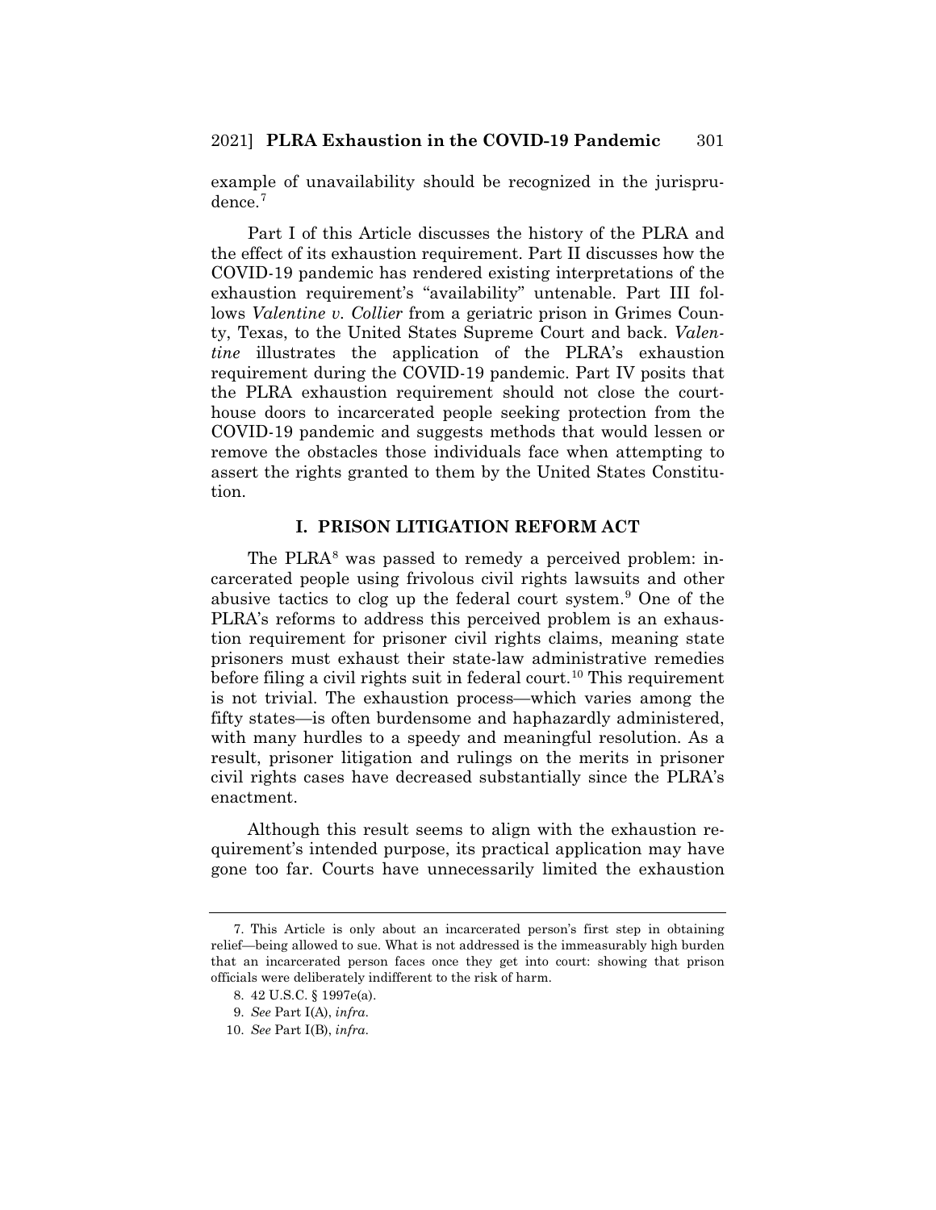example of unavailability should be recognized in the jurisprudence.[7]

Part I of this Article discusses the history of the PLRA and the effect of its exhaustion requirement. Part II discusses how the COVID-19 pandemic has rendered existing interpretations of the exhaustion requirement's "availability" untenable. Part III follows *Valentine v. Collier* from a geriatric prison in Grimes County, Texas, to the United States Supreme Court and back. *Valentine* illustrates the application of the PLRA's exhaustion requirement during the COVID-19 pandemic. Part IV posits that the PLRA exhaustion requirement should not close the courthouse doors to incarcerated people seeking protection from the COVID-19 pandemic and suggests methods that would lessen or remove the obstacles those individuals face when attempting to assert the rights granted to them by the United States Constitution.

## I. PRISON LITIGATION REFORM ACT

The PLRA[8] was passed to remedy a perceived problem: incarcerated people using frivolous civil rights lawsuits and other abusive tactics to clog up the federal court system.[9] One of the PLRA's reforms to address this perceived problem is an exhaustion requirement for prisoner civil rights claims, meaning state prisoners must exhaust their state-law administrative remedies before filing a civil rights suit in federal court.[10] This requirement is not trivial. The exhaustion process—which varies among the fifty states—is often burdensome and haphazardly administered, with many hurdles to a speedy and meaningful resolution. As a result, prisoner litigation and rulings on the merits in prisoner civil rights cases have decreased substantially since the PLRA's enactment.

Although this result seems to align with the exhaustion requirement's intended purpose, its practical application may have gone too far. Courts have unnecessarily limited the exhaustion

---

7. This Article is only about an incarcerated person's first step in obtaining relief—being allowed to sue. What is not addressed is the immeasurably high burden that an incarcerated person faces once they get into court: showing that prison officials were deliberately indifferent to the risk of harm.

8. 42 U.S.C. § 1997e(a).

9. *See* Part I(A), *infra*.

10. *See* Part I(B), *infra*.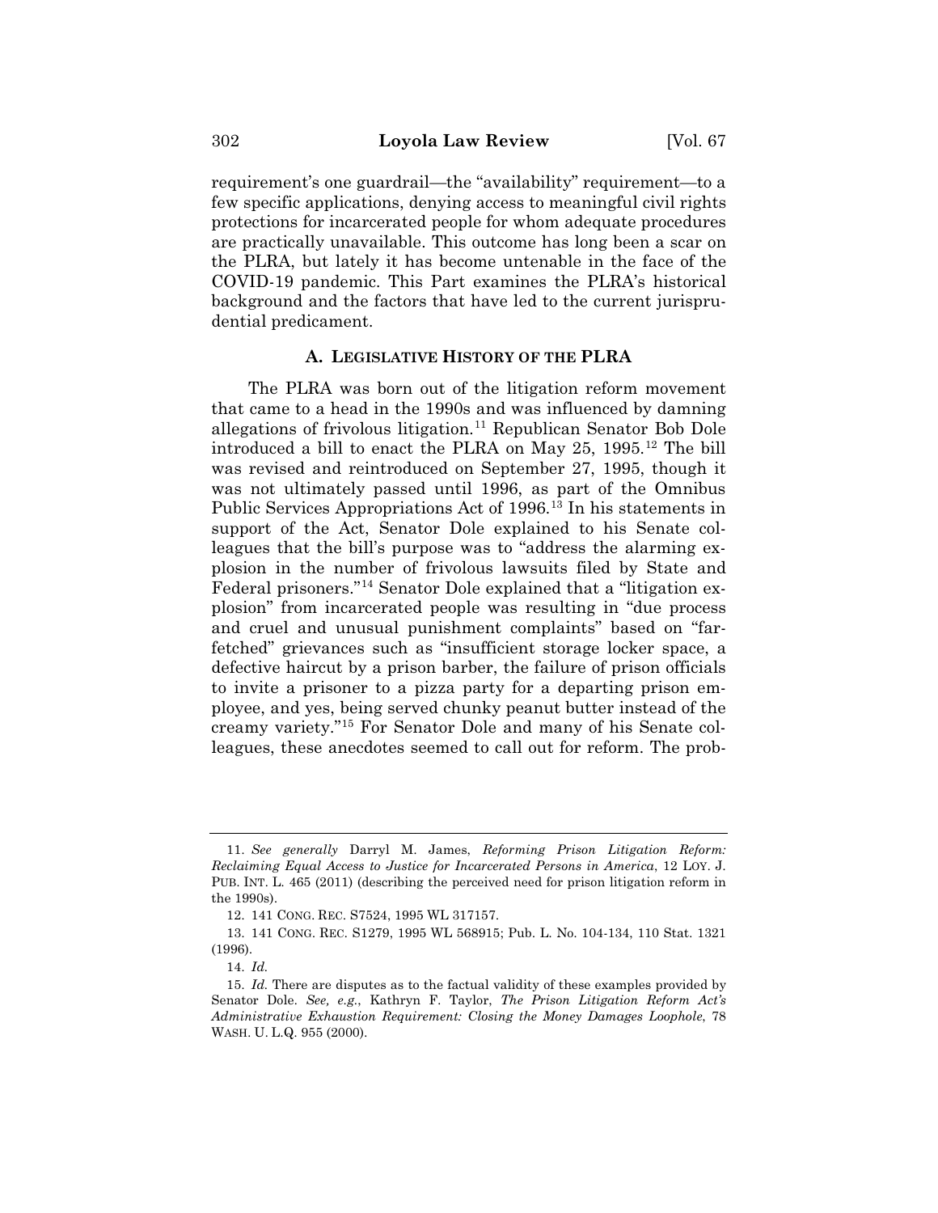requirement's one guardrail—the "availability" requirement—to a few specific applications, denying access to meaningful civil rights protections for incarcerated people for whom adequate procedures are practically unavailable. This outcome has long been a scar on the PLRA, but lately it has become untenable in the face of the COVID-19 pandemic. This Part examines the PLRA's historical background and the factors that have led to the current jurisprudential predicament.

### A. LEGISLATIVE HISTORY OF THE PLRA

The PLRA was born out of the litigation reform movement that came to a head in the 1990s and was influenced by damning allegations of frivolous litigation.[11] Republican Senator Bob Dole introduced a bill to enact the PLRA on May 25, 1995.[12] The bill was revised and reintroduced on September 27, 1995, though it was not ultimately passed until 1996, as part of the Omnibus Public Services Appropriations Act of 1996.[13] In his statements in support of the Act, Senator Dole explained to his Senate colleagues that the bill's purpose was to "address the alarming explosion in the number of frivolous lawsuits filed by State and Federal prisoners."[14] Senator Dole explained that a "litigation explosion" from incarcerated people was resulting in "due process and cruel and unusual punishment complaints" based on "far-fetched" grievances such as "insufficient storage locker space, a defective haircut by a prison barber, the failure of prison officials to invite a prisoner to a pizza party for a departing prison employee, and yes, being served chunky peanut butter instead of the creamy variety."[15] For Senator Dole and many of his Senate colleagues, these anecdotes seemed to call out for reform. The prob-

---

11. *See generally* Darryl M. James, *Reforming Prison Litigation Reform: Reclaiming Equal Access to Justice for Incarcerated Persons in America*, 12 LOY. J. PUB. INT. L. 465 (2011) (describing the perceived need for prison litigation reform in the 1990s).

12. 141 CONG. REC. S7524, 1995 WL 317157.

13. 141 CONG. REC. S1279, 1995 WL 568915; Pub. L. No. 104-134, 110 Stat. 1321 (1996).

14. *Id.*

15. *Id.* There are disputes as to the factual validity of these examples provided by Senator Dole. *See, e.g.*, Kathryn F. Taylor, *The Prison Litigation Reform Act's Administrative Exhaustion Requirement: Closing the Money Damages Loophole*, 78 WASH. U. L.Q. 955 (2000).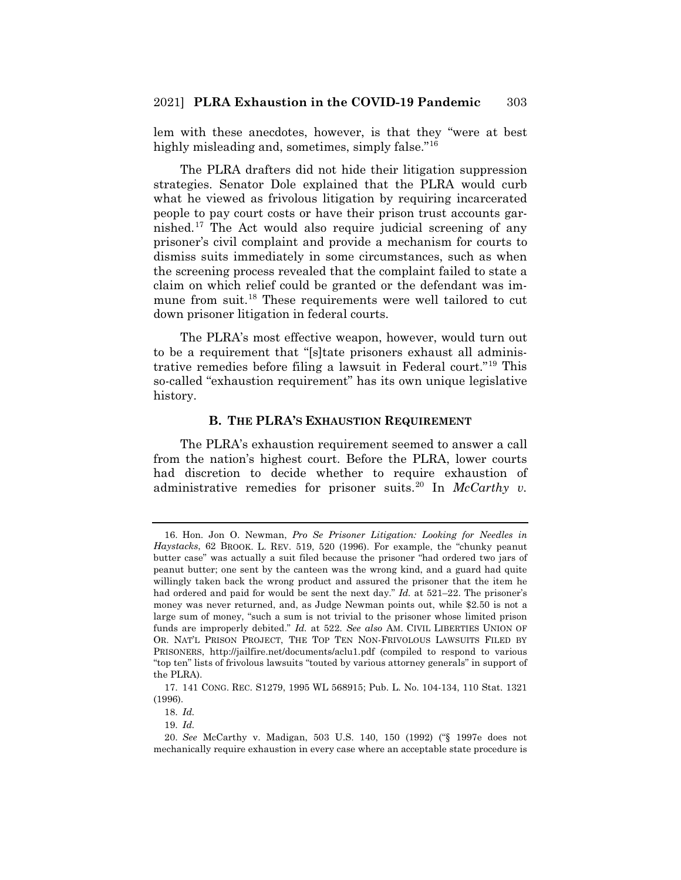lem with these anecdotes, however, is that they "were at best highly misleading and, sometimes, simply false."[16]

The PLRA drafters did not hide their litigation suppression strategies. Senator Dole explained that the PLRA would curb what he viewed as frivolous litigation by requiring incarcerated people to pay court costs or have their prison trust accounts garnished.[17] The Act would also require judicial screening of any prisoner's civil complaint and provide a mechanism for courts to dismiss suits immediately in some circumstances, such as when the screening process revealed that the complaint failed to state a claim on which relief could be granted or the defendant was immune from suit.[18] These requirements were well tailored to cut down prisoner litigation in federal courts.

The PLRA's most effective weapon, however, would turn out to be a requirement that "[s]tate prisoners exhaust all administrative remedies before filing a lawsuit in Federal court."[19] This so-called "exhaustion requirement" has its own unique legislative history.

### B. THE PLRA'S EXHAUSTION REQUIREMENT

The PLRA's exhaustion requirement seemed to answer a call from the nation's highest court. Before the PLRA, lower courts had discretion to decide whether to require exhaustion of administrative remedies for prisoner suits.[20] In *McCarthy v.*

---

16. Hon. Jon O. Newman, *Pro Se Prisoner Litigation: Looking for Needles in Haystacks*, 62 BROOK. L. REV. 519, 520 (1996). For example, the "chunky peanut butter case" was actually a suit filed because the prisoner "had ordered two jars of peanut butter; one sent by the canteen was the wrong kind, and a guard had quite willingly taken back the wrong product and assured the prisoner that the item he had ordered and paid for would be sent the next day." *Id.* at 521–22. The prisoner's money was never returned, and, as Judge Newman points out, while $2.50 is not a large sum of money, "such a sum is not trivial to the prisoner whose limited prison funds are improperly debited." *Id.* at 522. *See also* AM. CIVIL LIBERTIES UNION OF OR. NAT'L PRISON PROJECT, THE TOP TEN NON-FRIVOLOUS LAWSUITS FILED BY PRISONERS, http://jailfire.net/documents/aclu1.pdf (compiled to respond to various "top ten" lists of frivolous lawsuits "touted by various attorney generals" in support of the PLRA).

17. 141 CONG. REC. S1279, 1995 WL 568915; Pub. L. No. 104-134, 110 Stat. 1321 (1996).

18. *Id.*

19. *Id.*

20. *See* McCarthy v. Madigan, 503 U.S. 140, 150 (1992) ("§ 1997e does not mechanically require exhaustion in every case where an acceptable state procedure is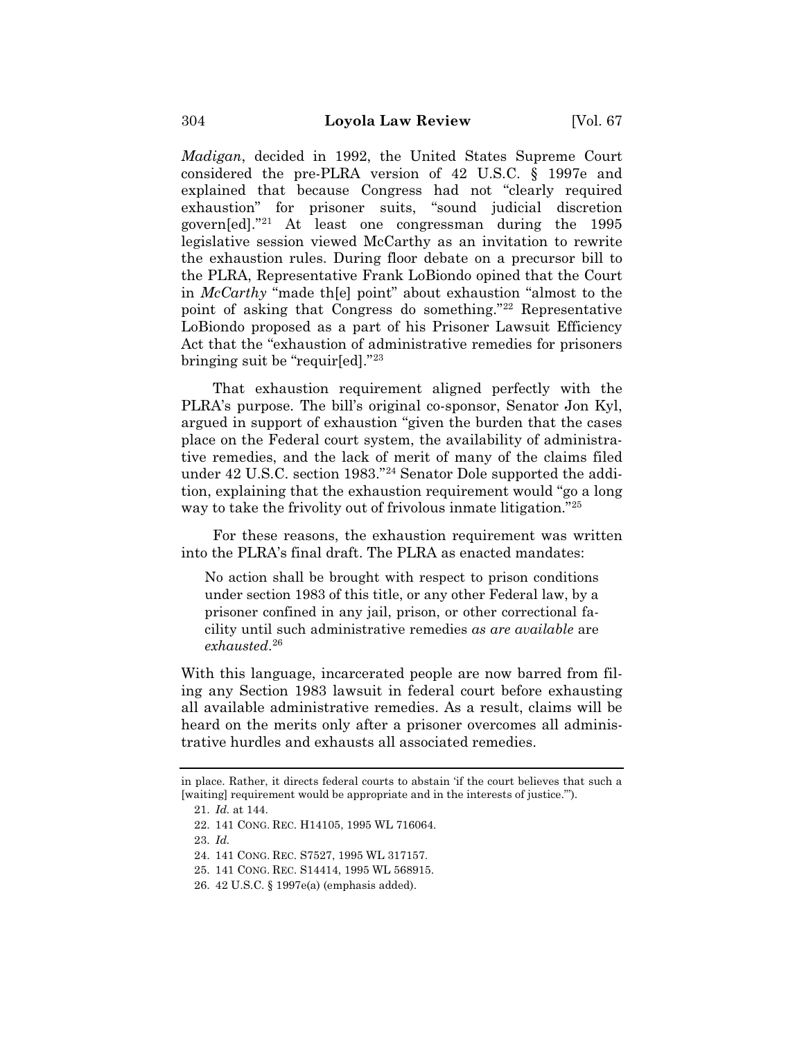*Madigan*, decided in 1992, the United States Supreme Court considered the pre-PLRA version of 42 U.S.C. § 1997e and explained that because Congress had not "clearly required exhaustion" for prisoner suits, "sound judicial discretion govern[ed]."[21] At least one congressman during the 1995 legislative session viewed McCarthy as an invitation to rewrite the exhaustion rules. During floor debate on a precursor bill to the PLRA, Representative Frank LoBiondo opined that the Court in *McCarthy* "made th[e] point" about exhaustion "almost to the point of asking that Congress do something."[22] Representative LoBiondo proposed as a part of his Prisoner Lawsuit Efficiency Act that the "exhaustion of administrative remedies for prisoners bringing suit be "requir[ed]."[23]

That exhaustion requirement aligned perfectly with the PLRA's purpose. The bill's original co-sponsor, Senator Jon Kyl, argued in support of exhaustion "given the burden that the cases place on the Federal court system, the availability of administrative remedies, and the lack of merit of many of the claims filed under 42 U.S.C. section 1983."[24] Senator Dole supported the addition, explaining that the exhaustion requirement would "go a long way to take the frivolity out of frivolous inmate litigation."[25]

For these reasons, the exhaustion requirement was written into the PLRA's final draft. The PLRA as enacted mandates:

> No action shall be brought with respect to prison conditions under section 1983 of this title, or any other Federal law, by a prisoner confined in any jail, prison, or other correctional facility until such administrative remedies *as are available* are *exhausted*.[26]

With this language, incarcerated people are now barred from filing any Section 1983 lawsuit in federal court before exhausting all available administrative remedies. As a result, claims will be heard on the merits only after a prisoner overcomes all administrative hurdles and exhausts all associated remedies.

---

in place. Rather, it directs federal courts to abstain 'if the court believes that such a [waiting] requirement would be appropriate and in the interests of justice.'").

21. *Id.* at 144.

22. 141 CONG. REC. H14105, 1995 WL 716064.

23. *Id.*

24. 141 CONG. REC. S7527, 1995 WL 317157.

25. 141 CONG. REC. S14414, 1995 WL 568915.

26. 42 U.S.C. § 1997e(a) (emphasis added).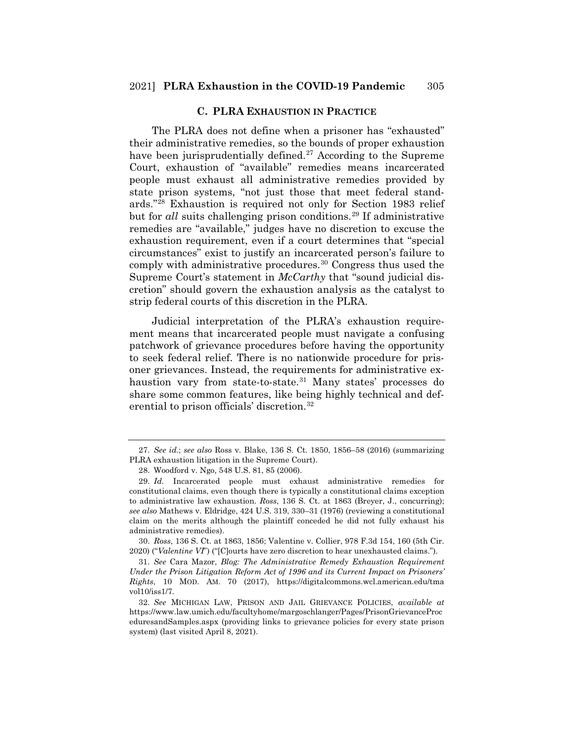### C. PLRA EXHAUSTION IN PRACTICE

The PLRA does not define when a prisoner has "exhausted" their administrative remedies, so the bounds of proper exhaustion have been jurisprudentially defined.[27] According to the Supreme Court, exhaustion of "available" remedies means incarcerated people must exhaust all administrative remedies provided by state prison systems, "not just those that meet federal standards."[28] Exhaustion is required not only for Section 1983 relief but for *all* suits challenging prison conditions.[29] If administrative remedies are "available," judges have no discretion to excuse the exhaustion requirement, even if a court determines that "special circumstances" exist to justify an incarcerated person's failure to comply with administrative procedures.[30] Congress thus used the Supreme Court's statement in *McCarthy* that "sound judicial discretion" should govern the exhaustion analysis as the catalyst to strip federal courts of this discretion in the PLRA.

Judicial interpretation of the PLRA's exhaustion requirement means that incarcerated people must navigate a confusing patchwork of grievance procedures before having the opportunity to seek federal relief. There is no nationwide procedure for prisoner grievances. Instead, the requirements for administrative exhaustion vary from state-to-state.[31] Many states' processes do share some common features, like being highly technical and deferential to prison officials' discretion.[32]

---

27. *See id.*; *see also* Ross v. Blake, 136 S. Ct. 1850, 1856–58 (2016) (summarizing PLRA exhaustion litigation in the Supreme Court).

28. Woodford v. Ngo, 548 U.S. 81, 85 (2006).

29. *Id.* Incarcerated people must exhaust administrative remedies for constitutional claims, even though there is typically a constitutional claims exception to administrative law exhaustion. *Ross*, 136 S. Ct. at 1863 (Breyer, J., concurring); *see also* Mathews v. Eldridge, 424 U.S. 319, 330–31 (1976) (reviewing a constitutional claim on the merits although the plaintiff conceded he did not fully exhaust his administrative remedies).

30. *Ross*, 136 S. Ct. at 1863, 1856; Valentine v. Collier, 978 F.3d 154, 160 (5th Cir. 2020) ("*Valentine VI*") ("[C]ourts have zero discretion to hear unexhausted claims.").

31. *See* Cara Mazor, *Blog: The Administrative Remedy Exhaustion Requirement Under the Prison Litigation Reform Act of 1996 and its Current Impact on Prisoners' Rights*, 10 MOD. AM. 70 (2017), https://digitalcommons.wcl.american.edu/tmavol10/iss1/7.

32. *See* MICHIGAN LAW, PRISON AND JAIL GRIEVANCE POLICIES, *available at* https://www.law.umich.edu/facultyhome/margoschlanger/Pages/PrisonGrievanceProceduresandSamples.aspx (providing links to grievance policies for every state prison system) (last visited April 8, 2021).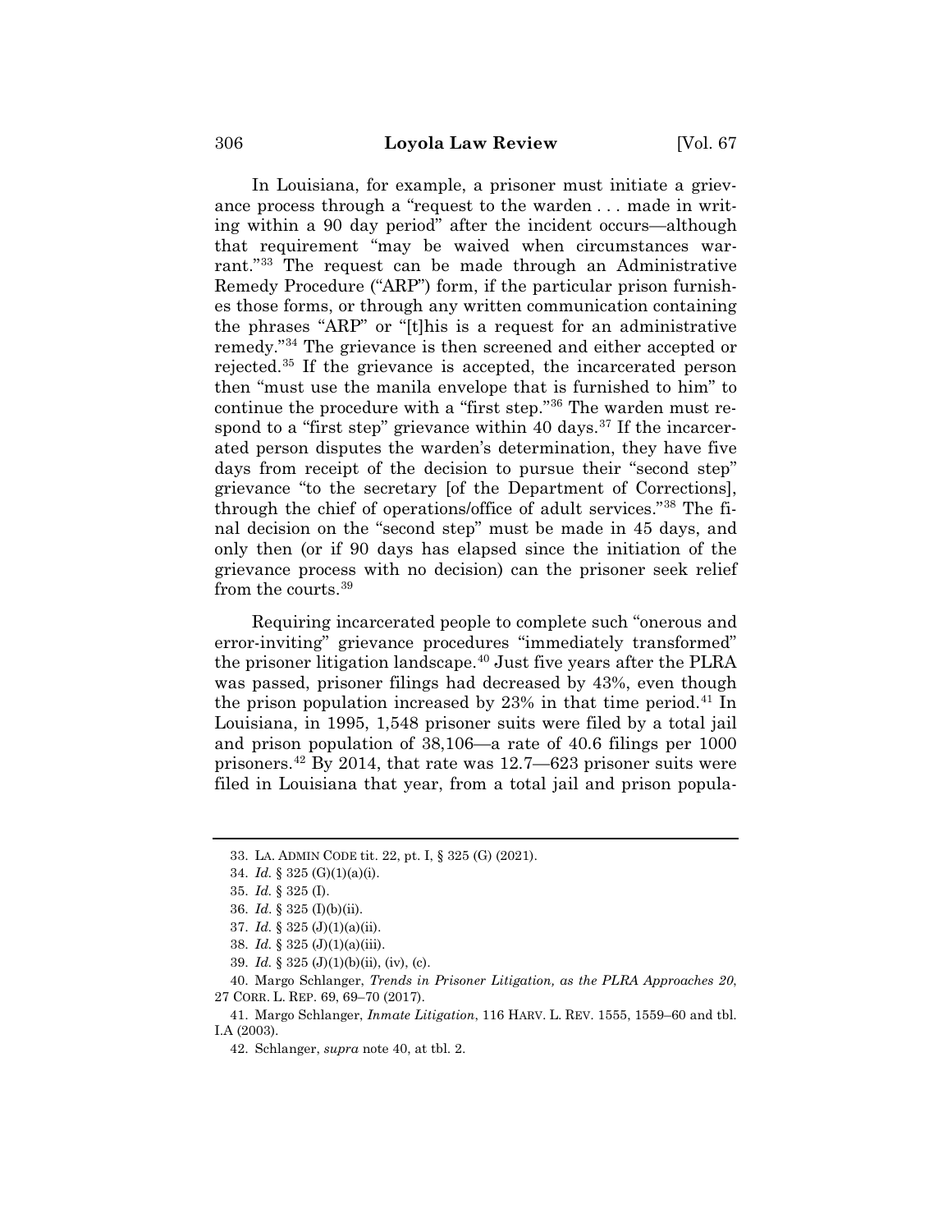In Louisiana, for example, a prisoner must initiate a grievance process through a "request to the warden . . . made in writing within a 90 day period" after the incident occurs—although that requirement "may be waived when circumstances warrant."[33] The request can be made through an Administrative Remedy Procedure ("ARP") form, if the particular prison furnishes those forms, or through any written communication containing the phrases "ARP" or "[t]his is a request for an administrative remedy."[34] The grievance is then screened and either accepted or rejected.[35] If the grievance is accepted, the incarcerated person then "must use the manila envelope that is furnished to him" to continue the procedure with a "first step."[36] The warden must respond to a "first step" grievance within 40 days.[37] If the incarcerated person disputes the warden's determination, they have five days from receipt of the decision to pursue their "second step" grievance "to the secretary [of the Department of Corrections], through the chief of operations/office of adult services."[38] The final decision on the "second step" must be made in 45 days, and only then (or if 90 days has elapsed since the initiation of the grievance process with no decision) can the prisoner seek relief from the courts.[39]

Requiring incarcerated people to complete such "onerous and error-inviting" grievance procedures "immediately transformed" the prisoner litigation landscape.[40] Just five years after the PLRA was passed, prisoner filings had decreased by 43%, even though the prison population increased by 23% in that time period.[41] In Louisiana, in 1995, 1,548 prisoner suits were filed by a total jail and prison population of 38,106—a rate of 40.6 filings per 1000 prisoners.[42] By 2014, that rate was 12.7—623 prisoner suits were filed in Louisiana that year, from a total jail and prison popula-

---

33. LA. ADMIN CODE tit. 22, pt. I, § 325 (G) (2021).

34. *Id.* § 325 (G)(1)(a)(i).

35. *Id.* § 325 (I).

36. *Id.* § 325 (I)(b)(ii).

37. *Id.* § 325 (J)(1)(a)(ii).

38. *Id.* § 325 (J)(1)(a)(iii).

39. *Id.* § 325 (J)(1)(b)(ii), (iv), (c).

40. Margo Schlanger, *Trends in Prisoner Litigation, as the PLRA Approaches 20*, 27 CORR. L. REP. 69, 69–70 (2017).

41. Margo Schlanger, *Inmate Litigation*, 116 HARV. L. REV. 1555, 1559–60 and tbl. I.A (2003).

42. Schlanger, *supra* note 40, at tbl. 2.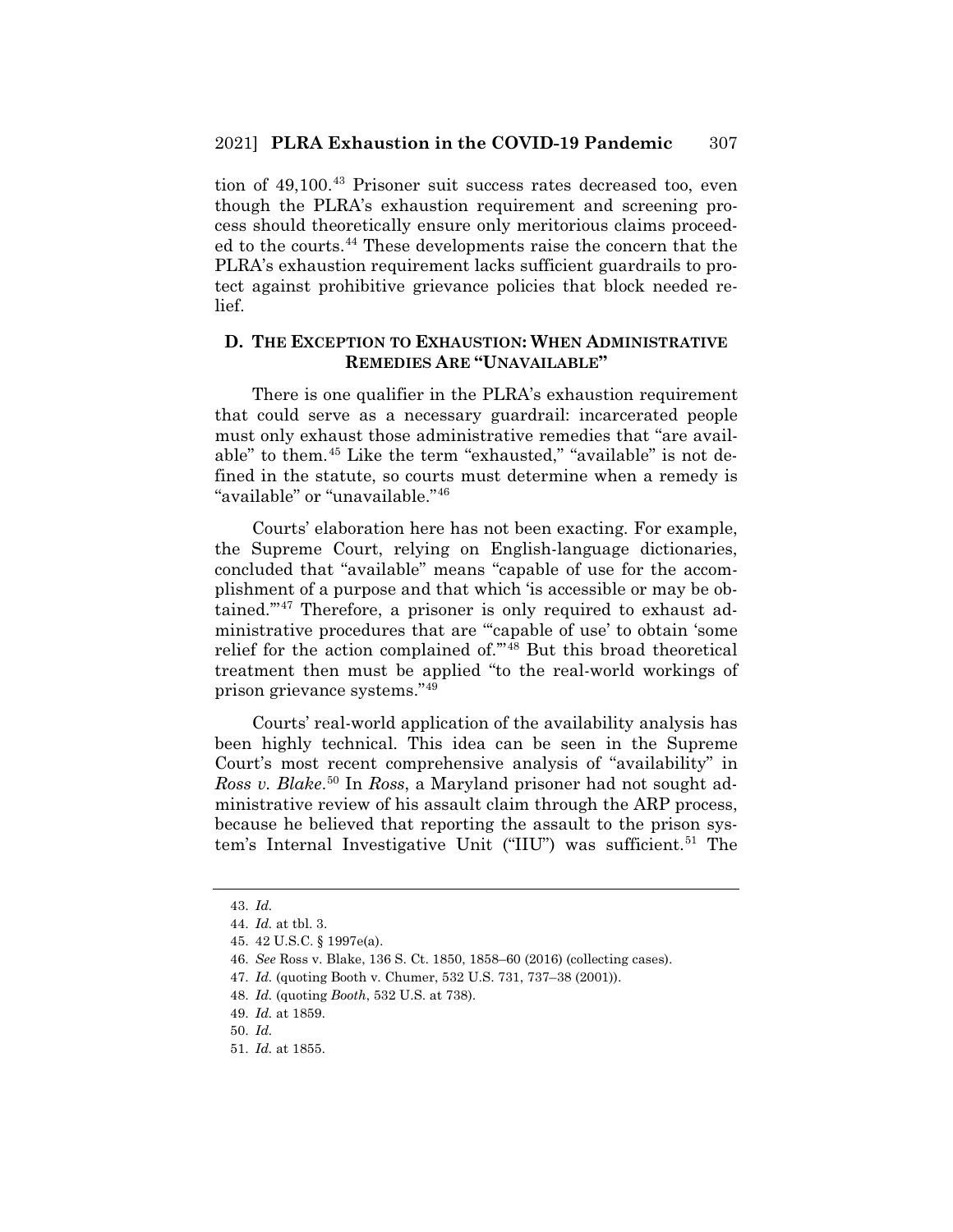tion of 49,100.[43] Prisoner suit success rates decreased too, even though the PLRA's exhaustion requirement and screening process should theoretically ensure only meritorious claims proceeded to the courts.[44] These developments raise the concern that the PLRA's exhaustion requirement lacks sufficient guardrails to protect against prohibitive grievance policies that block needed relief.

### D. THE EXCEPTION TO EXHAUSTION: WHEN ADMINISTRATIVE REMEDIES ARE "UNAVAILABLE"

There is one qualifier in the PLRA's exhaustion requirement that could serve as a necessary guardrail: incarcerated people must only exhaust those administrative remedies that "are available" to them.[45] Like the term "exhausted," "available" is not defined in the statute, so courts must determine when a remedy is "available" or "unavailable."[46]

Courts' elaboration here has not been exacting. For example, the Supreme Court, relying on English-language dictionaries, concluded that "available" means "capable of use for the accomplishment of a purpose and that which 'is accessible or may be obtained.'"[47] Therefore, a prisoner is only required to exhaust administrative procedures that are "'capable of use' to obtain 'some relief for the action complained of.'"[48] But this broad theoretical treatment then must be applied "to the real-world workings of prison grievance systems."[49]

Courts' real-world application of the availability analysis has been highly technical. This idea can be seen in the Supreme Court's most recent comprehensive analysis of "availability" in *Ross v. Blake*.[50] In *Ross*, a Maryland prisoner had not sought administrative review of his assault claim through the ARP process, because he believed that reporting the assault to the prison system's Internal Investigative Unit ("IIU") was sufficient.[51] The

---

43. *Id.*

44. *Id.* at tbl. 3.

45. 42 U.S.C. § 1997e(a).

46. *See* Ross v. Blake, 136 S. Ct. 1850, 1858–60 (2016) (collecting cases).

47. *Id.* (quoting Booth v. Chumer, 532 U.S. 731, 737–38 (2001)).

48. *Id.* (quoting *Booth*, 532 U.S. at 738).

49. *Id.* at 1859.

50. *Id.*

51. *Id.* at 1855.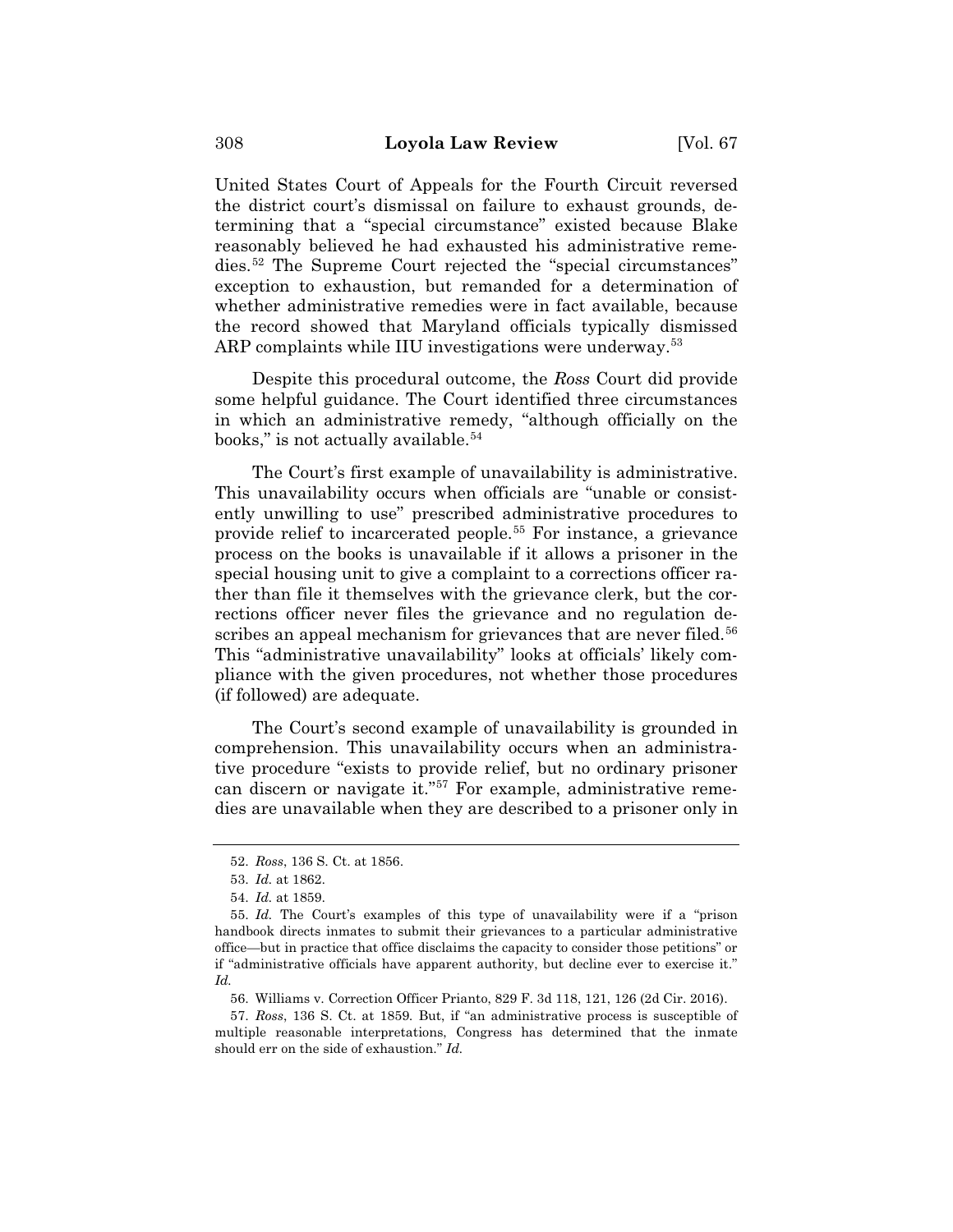United States Court of Appeals for the Fourth Circuit reversed the district court's dismissal on failure to exhaust grounds, determining that a "special circumstance" existed because Blake reasonably believed he had exhausted his administrative remedies.[52] The Supreme Court rejected the "special circumstances" exception to exhaustion, but remanded for a determination of whether administrative remedies were in fact available, because the record showed that Maryland officials typically dismissed ARP complaints while IIU investigations were underway.[53]

Despite this procedural outcome, the *Ross* Court did provide some helpful guidance. The Court identified three circumstances in which an administrative remedy, "although officially on the books," is not actually available.[54]

The Court's first example of unavailability is administrative. This unavailability occurs when officials are "unable or consistently unwilling to use" prescribed administrative procedures to provide relief to incarcerated people.[55] For instance, a grievance process on the books is unavailable if it allows a prisoner in the special housing unit to give a complaint to a corrections officer rather than file it themselves with the grievance clerk, but the corrections officer never files the grievance and no regulation describes an appeal mechanism for grievances that are never filed.[56] This "administrative unavailability" looks at officials' likely compliance with the given procedures, not whether those procedures (if followed) are adequate.

The Court's second example of unavailability is grounded in comprehension. This unavailability occurs when an administrative procedure "exists to provide relief, but no ordinary prisoner can discern or navigate it."[57] For example, administrative remedies are unavailable when they are described to a prisoner only in

---

52. *Ross*, 136 S. Ct. at 1856.

53. *Id.* at 1862.

54. *Id.* at 1859.

55. *Id.* The Court's examples of this type of unavailability were if a "prison handbook directs inmates to submit their grievances to a particular administrative office—but in practice that office disclaims the capacity to consider those petitions" or if "administrative officials have apparent authority, but decline ever to exercise it." *Id.*

56. Williams v. Correction Officer Prianto, 829 F. 3d 118, 121, 126 (2d Cir. 2016).

57. *Ross*, 136 S. Ct. at 1859. But, if "an administrative process is susceptible of multiple reasonable interpretations, Congress has determined that the inmate should err on the side of exhaustion." *Id.*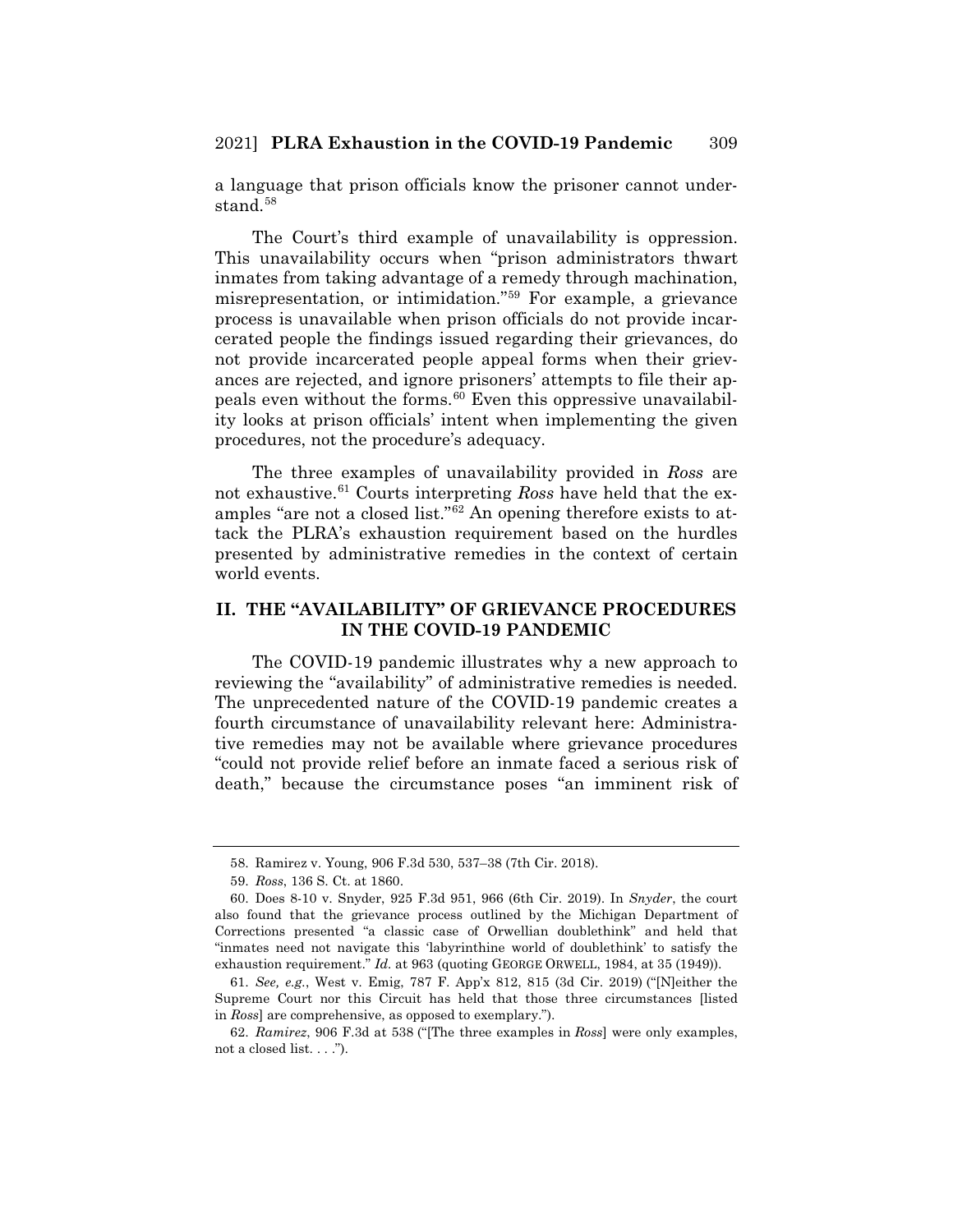a language that prison officials know the prisoner cannot understand.[58]

The Court's third example of unavailability is oppression. This unavailability occurs when "prison administrators thwart inmates from taking advantage of a remedy through machination, misrepresentation, or intimidation."[59] For example, a grievance process is unavailable when prison officials do not provide incarcerated people the findings issued regarding their grievances, do not provide incarcerated people appeal forms when their grievances are rejected, and ignore prisoners' attempts to file their appeals even without the forms.[60] Even this oppressive unavailability looks at prison officials' intent when implementing the given procedures, not the procedure's adequacy.

The three examples of unavailability provided in *Ross* are not exhaustive.[61] Courts interpreting *Ross* have held that the examples "are not a closed list."[62] An opening therefore exists to attack the PLRA's exhaustion requirement based on the hurdles presented by administrative remedies in the context of certain world events.

## II. THE "AVAILABILITY" OF GRIEVANCE PROCEDURES IN THE COVID-19 PANDEMIC

The COVID-19 pandemic illustrates why a new approach to reviewing the "availability" of administrative remedies is needed. The unprecedented nature of the COVID-19 pandemic creates a fourth circumstance of unavailability relevant here: Administrative remedies may not be available where grievance procedures "could not provide relief before an inmate faced a serious risk of death," because the circumstance poses "an imminent risk of

---

58. Ramirez v. Young, 906 F.3d 530, 537–38 (7th Cir. 2018).

59. *Ross*, 136 S. Ct. at 1860.

60. Does 8-10 v. Snyder, 925 F.3d 951, 966 (6th Cir. 2019). In *Snyder*, the court also found that the grievance process outlined by the Michigan Department of Corrections presented "a classic case of Orwellian doublethink" and held that "inmates need not navigate this 'labyrinthine world of doublethink' to satisfy the exhaustion requirement." *Id.* at 963 (quoting GEORGE ORWELL, 1984, at 35 (1949)).

61. *See, e.g.*, West v. Emig, 787 F. App'x 812, 815 (3d Cir. 2019) ("[N]either the Supreme Court nor this Circuit has held that those three circumstances [listed in *Ross*] are comprehensive, as opposed to exemplary.").

62. *Ramirez*, 906 F.3d at 538 ("[The three examples in *Ross*] were only examples, not a closed list. . . .").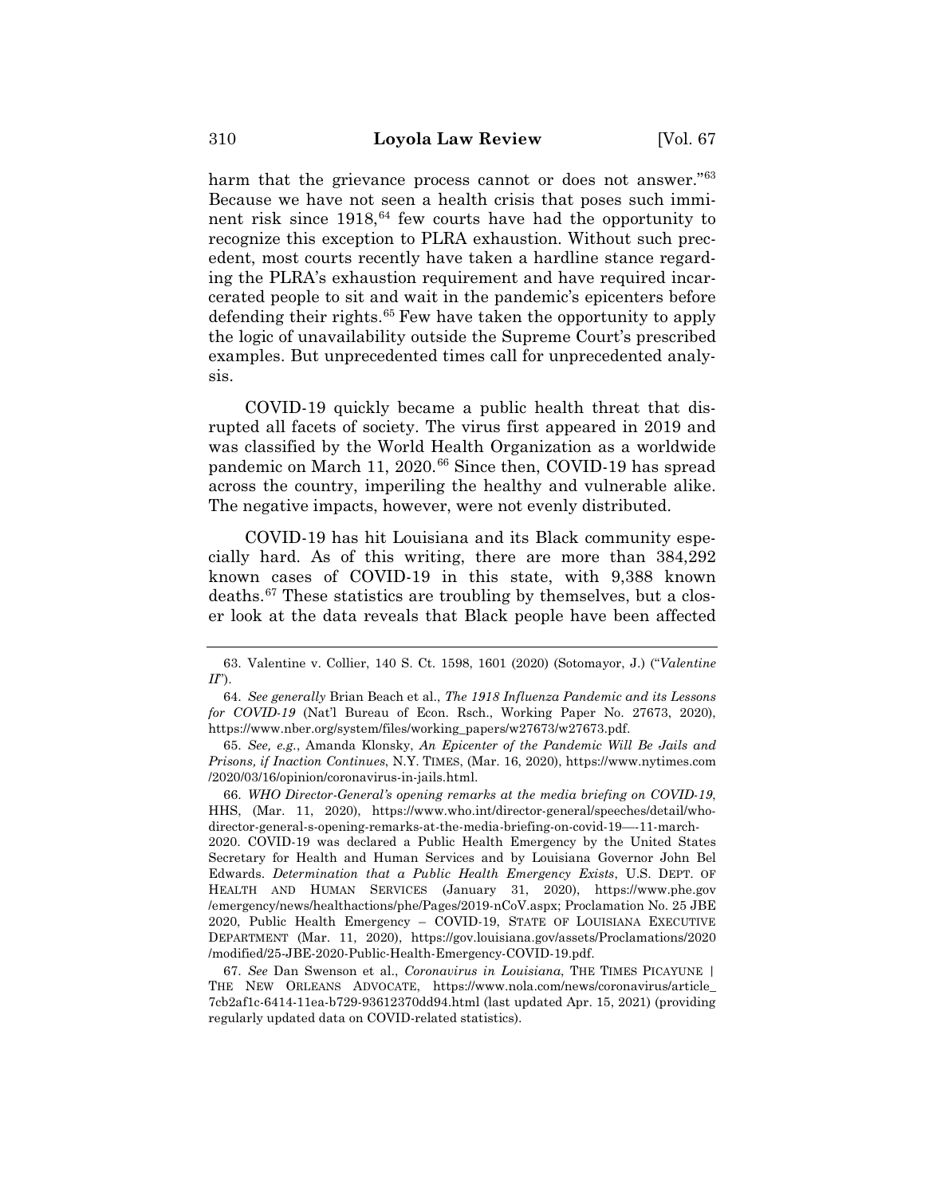harm that the grievance process cannot or does not answer."[63] Because we have not seen a health crisis that poses such imminent risk since 1918,[64] few courts have had the opportunity to recognize this exception to PLRA exhaustion. Without such precedent, most courts recently have taken a hardline stance regarding the PLRA's exhaustion requirement and have required incarcerated people to sit and wait in the pandemic's epicenters before defending their rights.[65] Few have taken the opportunity to apply the logic of unavailability outside the Supreme Court's prescribed examples. But unprecedented times call for unprecedented analysis.

COVID-19 quickly became a public health threat that disrupted all facets of society. The virus first appeared in 2019 and was classified by the World Health Organization as a worldwide pandemic on March 11, 2020.[66] Since then, COVID-19 has spread across the country, imperiling the healthy and vulnerable alike. The negative impacts, however, were not evenly distributed.

COVID-19 has hit Louisiana and its Black community especially hard. As of this writing, there are more than 384,292 known cases of COVID-19 in this state, with 9,388 known deaths.[67] These statistics are troubling by themselves, but a closer look at the data reveals that Black people have been affected

---

63. Valentine v. Collier, 140 S. Ct. 1598, 1601 (2020) (Sotomayor, J.) ("*Valentine II*").

64. *See generally* Brian Beach et al., *The 1918 Influenza Pandemic and its Lessons for COVID-19* (Nat'l Bureau of Econ. Rsch., Working Paper No. 27673, 2020), https://www.nber.org/system/files/working_papers/w27673/w27673.pdf.

65. *See, e.g.*, Amanda Klonsky, *An Epicenter of the Pandemic Will Be Jails and Prisons, if Inaction Continues*, N.Y. TIMES, (Mar. 16, 2020), https://www.nytimes.com/2020/03/16/opinion/coronavirus-in-jails.html.

66. *WHO Director-General's opening remarks at the media briefing on COVID-19*, HHS, (Mar. 11, 2020), https://www.who.int/director-general/speeches/detail/who-director-general-s-opening-remarks-at-the-media-briefing-on-covid-19—-11-march-2020. COVID-19 was declared a Public Health Emergency by the United States Secretary for Health and Human Services and by Louisiana Governor John Bel Edwards. *Determination that a Public Health Emergency Exists*, U.S. DEPT. OF HEALTH AND HUMAN SERVICES (January 31, 2020), https://www.phe.gov/emergency/news/healthactions/phe/Pages/2019-nCoV.aspx; Proclamation No. 25 JBE 2020, Public Health Emergency – COVID-19, STATE OF LOUISIANA EXECUTIVE DEPARTMENT (Mar. 11, 2020), https://gov.louisiana.gov/assets/Proclamations/2020/modified/25-JBE-2020-Public-Health-Emergency-COVID-19.pdf.

67. *See* Dan Swenson et al., *Coronavirus in Louisiana*, THE TIMES PICAYUNE | THE NEW ORLEANS ADVOCATE, https://www.nola.com/news/coronavirus/article_7cb2af1c-6414-11ea-b729-93612370dd94.html (last updated Apr. 15, 2021) (providing regularly updated data on COVID-related statistics).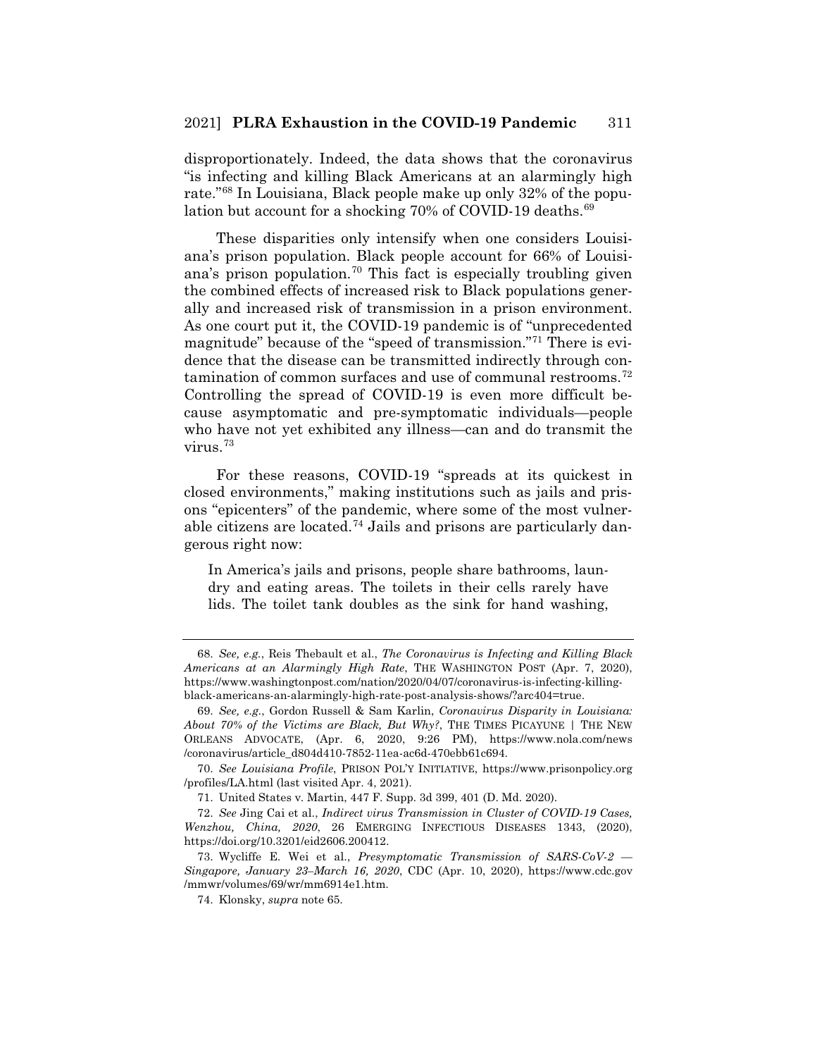disproportionately. Indeed, the data shows that the coronavirus "is infecting and killing Black Americans at an alarmingly high rate."[68] In Louisiana, Black people make up only 32% of the population but account for a shocking 70% of COVID-19 deaths.[69]

These disparities only intensify when one considers Louisiana's prison population. Black people account for 66% of Louisiana's prison population.[70] This fact is especially troubling given the combined effects of increased risk to Black populations generally and increased risk of transmission in a prison environment. As one court put it, the COVID-19 pandemic is of "unprecedented magnitude" because of the "speed of transmission."[71] There is evidence that the disease can be transmitted indirectly through contamination of common surfaces and use of communal restrooms.[72] Controlling the spread of COVID-19 is even more difficult because asymptomatic and pre-symptomatic individuals—people who have not yet exhibited any illness—can and do transmit the virus.[73]

For these reasons, COVID-19 "spreads at its quickest in closed environments," making institutions such as jails and prisons "epicenters" of the pandemic, where some of the most vulnerable citizens are located.[74] Jails and prisons are particularly dangerous right now:

> In America's jails and prisons, people share bathrooms, laundry and eating areas. The toilets in their cells rarely have lids. The toilet tank doubles as the sink for hand washing,

---

68. *See, e.g.*, Reis Thebault et al., *The Coronavirus is Infecting and Killing Black Americans at an Alarmingly High Rate*, THE WASHINGTON POST (Apr. 7, 2020), https://www.washingtonpost.com/nation/2020/04/07/coronavirus-is-infecting-killing-black-americans-an-alarmingly-high-rate-post-analysis-shows/?arc404=true.

69. *See, e.g.*, Gordon Russell & Sam Karlin, *Coronavirus Disparity in Louisiana: About 70% of the Victims are Black, But Why?*, THE TIMES PICAYUNE | THE NEW ORLEANS ADVOCATE, (Apr. 6, 2020, 9:26 PM), https://www.nola.com/news/coronavirus/article_d804d410-7852-11ea-ac6d-470ebb61c694.

70. *See Louisiana Profile*, PRISON POL'Y INITIATIVE, https://www.prisonpolicy.org/profiles/LA.html (last visited Apr. 4, 2021).

71. United States v. Martin, 447 F. Supp. 3d 399, 401 (D. Md. 2020).

72. *See* Jing Cai et al., *Indirect virus Transmission in Cluster of COVID-19 Cases, Wenzhou, China, 2020*, 26 EMERGING INFECTIOUS DISEASES 1343, (2020), https://doi.org/10.3201/eid2606.200412.

73. Wycliffe E. Wei et al., *Presymptomatic Transmission of SARS-CoV-2 — Singapore, January 23–March 16, 2020*, CDC (Apr. 10, 2020), https://www.cdc.gov/mmwr/volumes/69/wr/mm6914e1.htm.

74. Klonsky, *supra* note 65.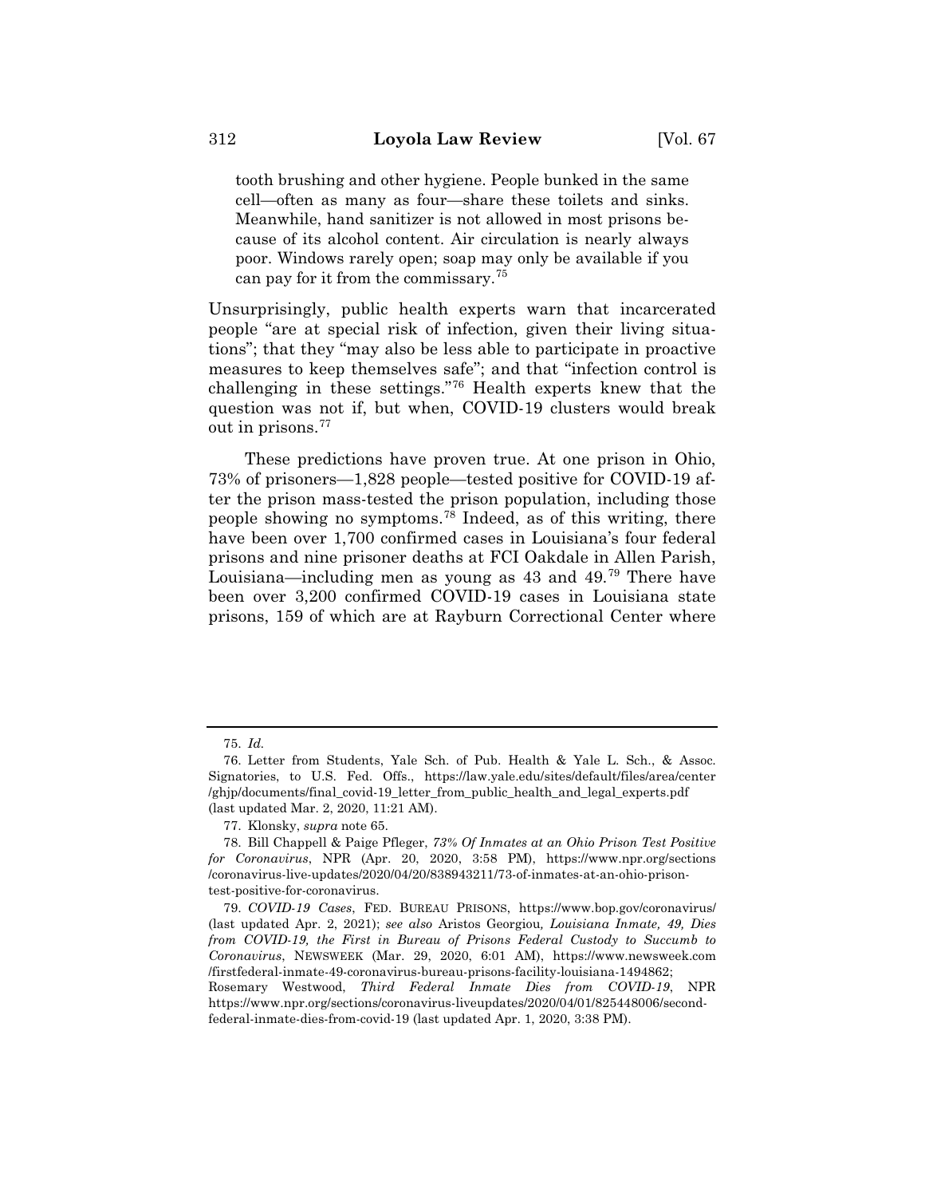> tooth brushing and other hygiene. People bunked in the same cell—often as many as four—share these toilets and sinks. Meanwhile, hand sanitizer is not allowed in most prisons because of its alcohol content. Air circulation is nearly always poor. Windows rarely open; soap may only be available if you can pay for it from the commissary.[75]

Unsurprisingly, public health experts warn that incarcerated people "are at special risk of infection, given their living situations"; that they "may also be less able to participate in proactive measures to keep themselves safe"; and that "infection control is challenging in these settings."[76] Health experts knew that the question was not if, but when, COVID-19 clusters would break out in prisons.[77]

These predictions have proven true. At one prison in Ohio, 73% of prisoners—1,828 people—tested positive for COVID-19 after the prison mass-tested the prison population, including those people showing no symptoms.[78] Indeed, as of this writing, there have been over 1,700 confirmed cases in Louisiana's four federal prisons and nine prisoner deaths at FCI Oakdale in Allen Parish, Louisiana—including men as young as 43 and 49.[79] There have been over 3,200 confirmed COVID-19 cases in Louisiana state prisons, 159 of which are at Rayburn Correctional Center where

---

75. *Id.*

76. Letter from Students, Yale Sch. of Pub. Health & Yale L. Sch., & Assoc. Signatories, to U.S. Fed. Offs., https://law.yale.edu/sites/default/files/area/center/ghjp/documents/final_covid-19_letter_from_public_health_and_legal_experts.pdf (last updated Mar. 2, 2020, 11:21 AM).

77. Klonsky, *supra* note 65.

78. Bill Chappell & Paige Pfleger, *73% Of Inmates at an Ohio Prison Test Positive for Coronavirus*, NPR (Apr. 20, 2020, 3:58 PM), https://www.npr.org/sections/coronavirus-live-updates/2020/04/20/838943211/73-of-inmates-at-an-ohio-prison-test-positive-for-coronavirus.

79. *COVID-19 Cases*, FED. BUREAU PRISONS, https://www.bop.gov/coronavirus/ (last updated Apr. 2, 2021); *see also* Aristos Georgiou, *Louisiana Inmate, 49, Dies from COVID-19, the First in Bureau of Prisons Federal Custody to Succumb to Coronavirus*, NEWSWEEK (Mar. 29, 2020, 6:01 AM), https://www.newsweek.com/firstfederal-inmate-49-coronavirus-bureau-prisons-facility-louisiana-1494862; Rosemary Westwood, *Third Federal Inmate Dies from COVID-19*, NPR https://www.npr.org/sections/coronavirus-liveupdates/2020/04/01/825448006/second-federal-inmate-dies-from-covid-19 (last updated Apr. 1, 2020, 3:38 PM).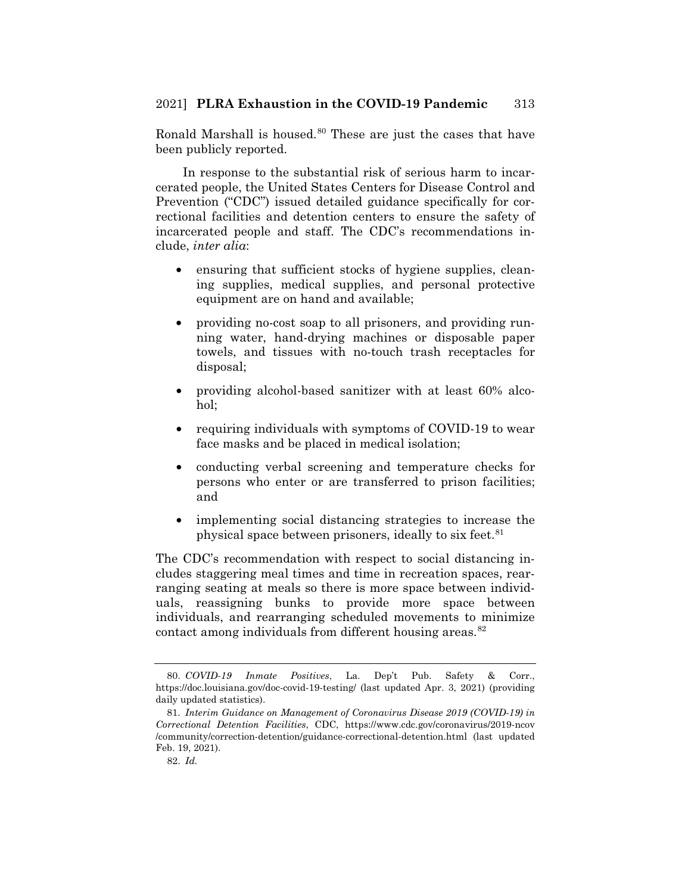Ronald Marshall is housed.[80] These are just the cases that have been publicly reported.

In response to the substantial risk of serious harm to incarcerated people, the United States Centers for Disease Control and Prevention ("CDC") issued detailed guidance specifically for correctional facilities and detention centers to ensure the safety of incarcerated people and staff. The CDC's recommendations include, *inter alia*:

- ensuring that sufficient stocks of hygiene supplies, cleaning supplies, medical supplies, and personal protective equipment are on hand and available;
- providing no-cost soap to all prisoners, and providing running water, hand-drying machines or disposable paper towels, and tissues with no-touch trash receptacles for disposal;
- providing alcohol-based sanitizer with at least 60% alcohol;
- requiring individuals with symptoms of COVID-19 to wear face masks and be placed in medical isolation;
- conducting verbal screening and temperature checks for persons who enter or are transferred to prison facilities; and
- implementing social distancing strategies to increase the physical space between prisoners, ideally to six feet.[81]

The CDC's recommendation with respect to social distancing includes staggering meal times and time in recreation spaces, rearranging seating at meals so there is more space between individuals, reassigning bunks to provide more space between individuals, and rearranging scheduled movements to minimize contact among individuals from different housing areas.[82]

---

80. *COVID-19 Inmate Positives*, La. Dep't Pub. Safety & Corr., https://doc.louisiana.gov/doc-covid-19-testing/ (last updated Apr. 3, 2021) (providing daily updated statistics).

81. *Interim Guidance on Management of Coronavirus Disease 2019 (COVID-19) in Correctional Detention Facilities*, CDC, https://www.cdc.gov/coronavirus/2019-ncov/community/correction-detention/guidance-correctional-detention.html (last updated Feb. 19, 2021).

82. *Id.*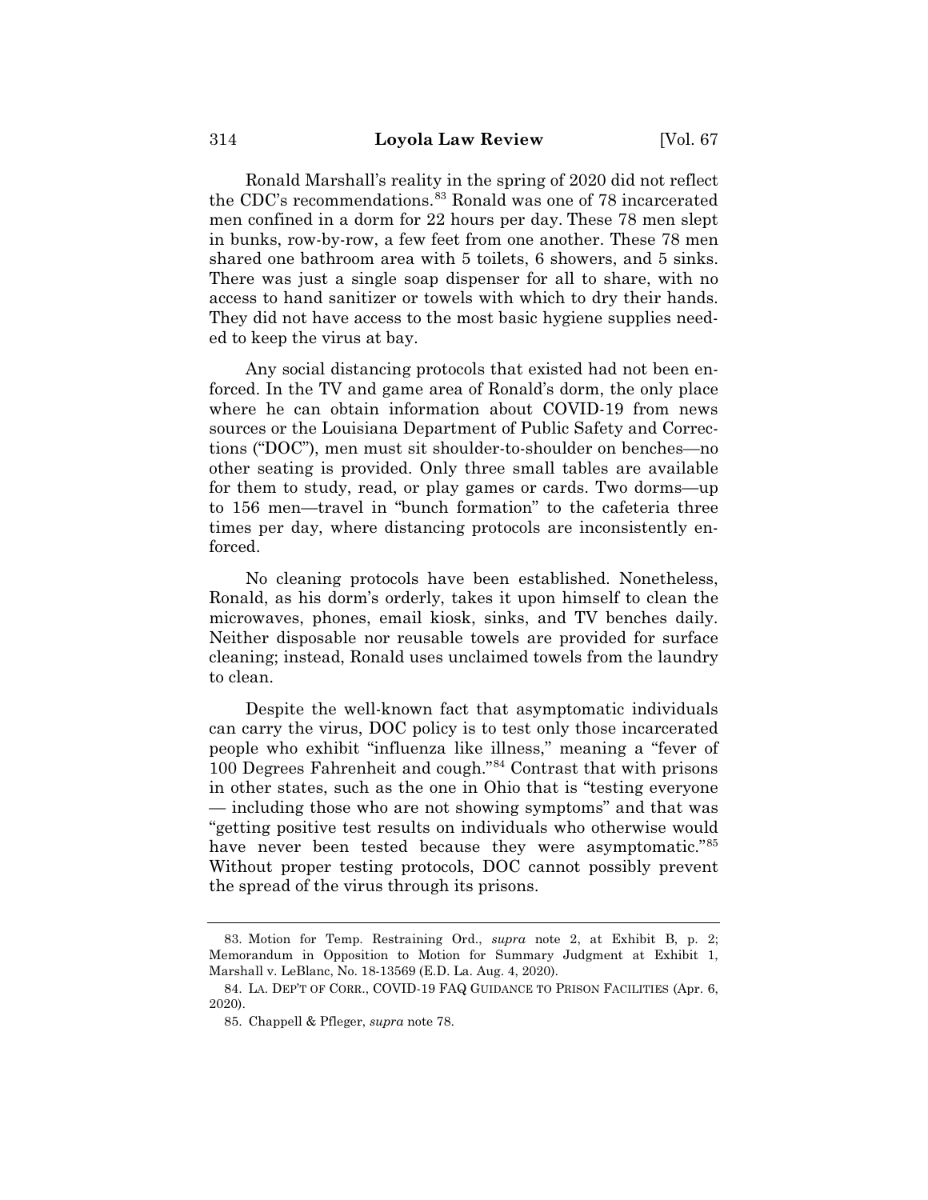Ronald Marshall's reality in the spring of 2020 did not reflect the CDC's recommendations.[83] Ronald was one of 78 incarcerated men confined in a dorm for 22 hours per day. These 78 men slept in bunks, row-by-row, a few feet from one another. These 78 men shared one bathroom area with 5 toilets, 6 showers, and 5 sinks. There was just a single soap dispenser for all to share, with no access to hand sanitizer or towels with which to dry their hands. They did not have access to the most basic hygiene supplies needed to keep the virus at bay.

Any social distancing protocols that existed had not been enforced. In the TV and game area of Ronald's dorm, the only place where he can obtain information about COVID-19 from news sources or the Louisiana Department of Public Safety and Corrections ("DOC"), men must sit shoulder-to-shoulder on benches—no other seating is provided. Only three small tables are available for them to study, read, or play games or cards. Two dorms—up to 156 men—travel in "bunch formation" to the cafeteria three times per day, where distancing protocols are inconsistently enforced.

No cleaning protocols have been established. Nonetheless, Ronald, as his dorm's orderly, takes it upon himself to clean the microwaves, phones, email kiosk, sinks, and TV benches daily. Neither disposable nor reusable towels are provided for surface cleaning; instead, Ronald uses unclaimed towels from the laundry to clean.

Despite the well-known fact that asymptomatic individuals can carry the virus, DOC policy is to test only those incarcerated people who exhibit "influenza like illness," meaning a "fever of 100 Degrees Fahrenheit and cough."[84] Contrast that with prisons in other states, such as the one in Ohio that is "testing everyone — including those who are not showing symptoms" and that was "getting positive test results on individuals who otherwise would have never been tested because they were asymptomatic."[85] Without proper testing protocols, DOC cannot possibly prevent the spread of the virus through its prisons.

---

83. Motion for Temp. Restraining Ord., *supra* note 2, at Exhibit B, p. 2; Memorandum in Opposition to Motion for Summary Judgment at Exhibit 1, Marshall v. LeBlanc, No. 18-13569 (E.D. La. Aug. 4, 2020).

84. LA. DEP'T OF CORR., COVID-19 FAQ GUIDANCE TO PRISON FACILITIES (Apr. 6, 2020).

85. Chappell & Pfleger, *supra* note 78.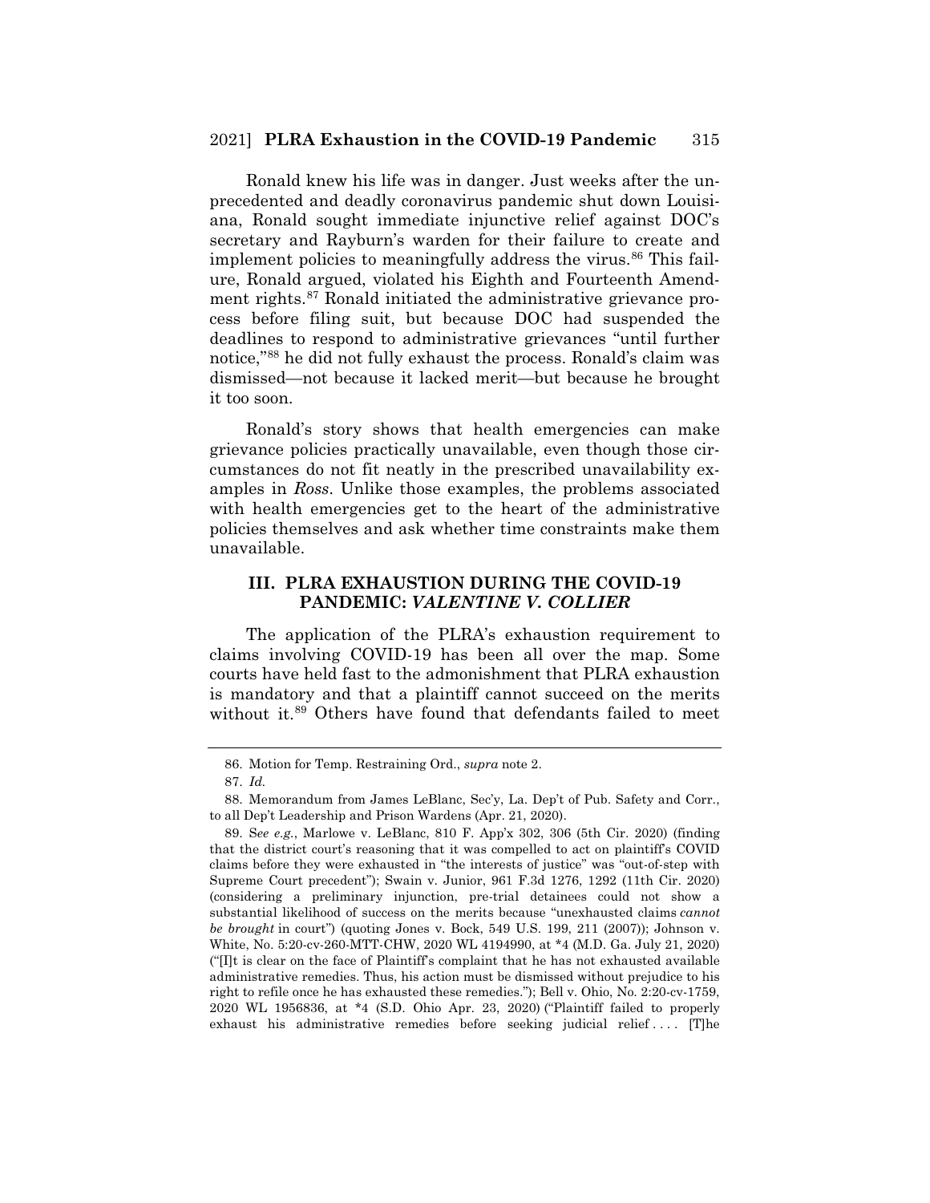Ronald knew his life was in danger. Just weeks after the unprecedented and deadly coronavirus pandemic shut down Louisiana, Ronald sought immediate injunctive relief against DOC's secretary and Rayburn's warden for their failure to create and implement policies to meaningfully address the virus.[86] This failure, Ronald argued, violated his Eighth and Fourteenth Amendment rights.[87] Ronald initiated the administrative grievance process before filing suit, but because DOC had suspended the deadlines to respond to administrative grievances "until further notice,"[88] he did not fully exhaust the process. Ronald's claim was dismissed—not because it lacked merit—but because he brought it too soon.

Ronald's story shows that health emergencies can make grievance policies practically unavailable, even though those circumstances do not fit neatly in the prescribed unavailability examples in *Ross*. Unlike those examples, the problems associated with health emergencies get to the heart of the administrative policies themselves and ask whether time constraints make them unavailable.

## III. PLRA EXHAUSTION DURING THE COVID-19 PANDEMIC: *VALENTINE V. COLLIER*

The application of the PLRA's exhaustion requirement to claims involving COVID-19 has been all over the map. Some courts have held fast to the admonishment that PLRA exhaustion is mandatory and that a plaintiff cannot succeed on the merits without it.[89] Others have found that defendants failed to meet

---

86. Motion for Temp. Restraining Ord., *supra* note 2.

87. *Id.*

88. Memorandum from James LeBlanc, Sec'y, La. Dep't of Pub. Safety and Corr., to all Dep't Leadership and Prison Wardens (Apr. 21, 2020).

89. S*ee e.g.*, Marlowe v. LeBlanc, 810 F. App'x 302, 306 (5th Cir. 2020) (finding that the district court's reasoning that it was compelled to act on plaintiff's COVID claims before they were exhausted in "the interests of justice" was "out-of-step with Supreme Court precedent"); Swain v. Junior, 961 F.3d 1276, 1292 (11th Cir. 2020) (considering a preliminary injunction, pre-trial detainees could not show a substantial likelihood of success on the merits because "unexhausted claims *cannot be brought* in court") (quoting Jones v. Bock, 549 U.S. 199, 211 (2007)); Johnson v. White, No. 5:20-cv-260-MTT-CHW, 2020 WL 4194990, at *4 (M.D. Ga. July 21, 2020) ("[I]t is clear on the face of Plaintiff's complaint that he has not exhausted available administrative remedies. Thus, his action must be dismissed without prejudice to his right to refile once he has exhausted these remedies."); Bell v. Ohio, No. 2:20-cv-1759, 2020 WL 1956836, at *4 (S.D. Ohio Apr. 23, 2020) ("Plaintiff failed to properly exhaust his administrative remedies before seeking judicial relief . . . . [T]he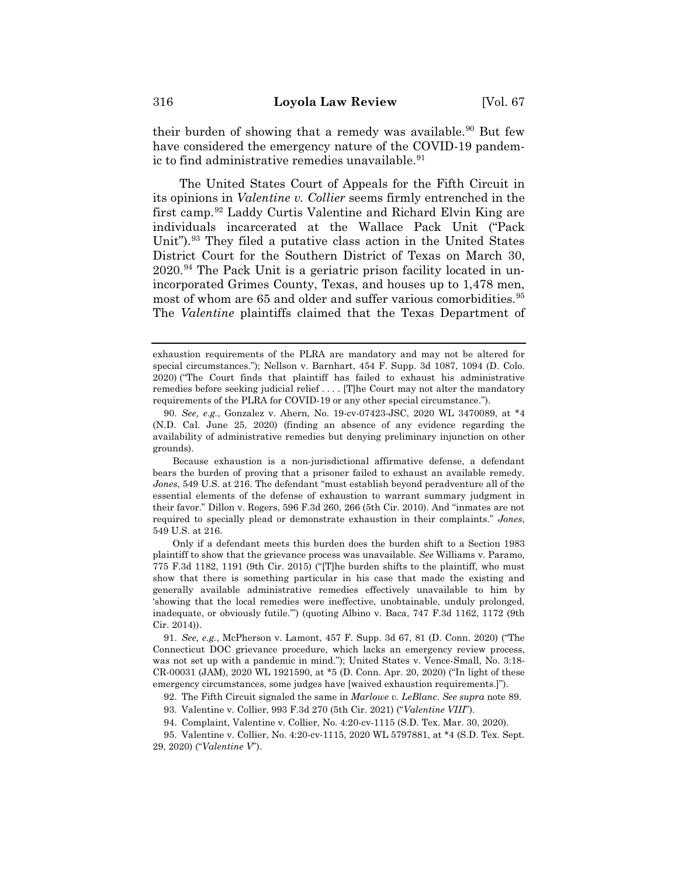their burden of showing that a remedy was available.[90] But few have considered the emergency nature of the COVID-19 pandemic to find administrative remedies unavailable.[91]

The United States Court of Appeals for the Fifth Circuit in its opinions in *Valentine v. Collier* seems firmly entrenched in the first camp.[92] Laddy Curtis Valentine and Richard Elvin King are individuals incarcerated at the Wallace Pack Unit ("Pack Unit").[93] They filed a putative class action in the United States District Court for the Southern District of Texas on March 30, 2020.[94] The Pack Unit is a geriatric prison facility located in unincorporated Grimes County, Texas, and houses up to 1,478 men, most of whom are 65 and older and suffer various comorbidities.[95] The *Valentine* plaintiffs claimed that the Texas Department of

---

exhaustion requirements of the PLRA are mandatory and may not be altered for special circumstances."); Nellson v. Barnhart, 454 F. Supp. 3d 1087, 1094 (D. Colo. 2020) ("The Court finds that plaintiff has failed to exhaust his administrative remedies before seeking judicial relief . . . . [T]he Court may not alter the mandatory requirements of the PLRA for COVID-19 or any other special circumstance.").

90. *See, e.g.*, Gonzalez v. Ahern, No. 19-cv-07423-JSC, 2020 WL 3470089, at *4 (N.D. Cal. June 25, 2020) (finding an absence of any evidence regarding the availability of administrative remedies but denying preliminary injunction on other grounds).

Because exhaustion is a non-jurisdictional affirmative defense, a defendant bears the burden of proving that a prisoner failed to exhaust an available remedy. *Jones*, 549 U.S. at 216. The defendant "must establish beyond peradventure all of the essential elements of the defense of exhaustion to warrant summary judgment in their favor." Dillon v. Rogers, 596 F.3d 260, 266 (5th Cir. 2010). And "inmates are not required to specially plead or demonstrate exhaustion in their complaints." *Jones*, 549 U.S. at 216.

Only if a defendant meets this burden does the burden shift to a Section 1983 plaintiff to show that the grievance process was unavailable. *See* Williams v. Paramo, 775 F.3d 1182, 1191 (9th Cir. 2015) ("[T]he burden shifts to the plaintiff, who must show that there is something particular in his case that made the existing and generally available administrative remedies effectively unavailable to him by 'showing that the local remedies were ineffective, unobtainable, unduly prolonged, inadequate, or obviously futile.'") (quoting Albino v. Baca, 747 F.3d 1162, 1172 (9th Cir. 2014)).

91. *See, e.g.*, McPherson v. Lamont, 457 F. Supp. 3d 67, 81 (D. Conn. 2020) ("The Connecticut DOC grievance procedure, which lacks an emergency review process, was not set up with a pandemic in mind."); United States v. Vence-Small, No. 3:18-CR-00031 (JAM), 2020 WL 1921590, at *5 (D. Conn. Apr. 20, 2020) ("In light of these emergency circumstances, some judges have [waived exhaustion requirements.]").

92. The Fifth Circuit signaled the same in *Marlowe v. LeBlanc*. *See supra* note 89.

93. Valentine v. Collier, 993 F.3d 270 (5th Cir. 2021) ("*Valentine VIII*").

94. Complaint, Valentine v. Collier, No. 4:20-cv-1115 (S.D. Tex. Mar. 30, 2020).

95. Valentine v. Collier, No. 4:20-cv-1115, 2020 WL 5797881, at *4 (S.D. Tex. Sept. 29, 2020) ("*Valentine V*").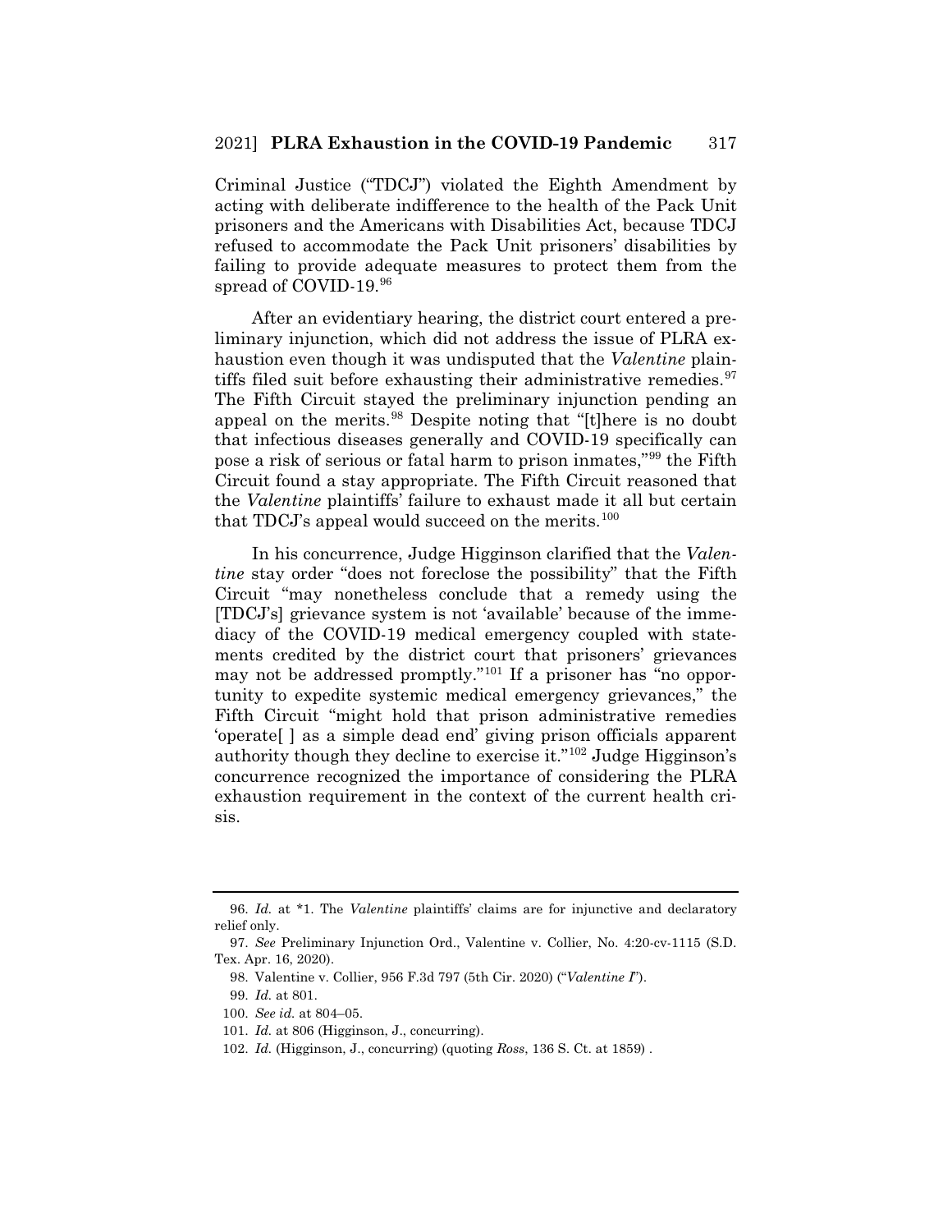Criminal Justice ("TDCJ") violated the Eighth Amendment by acting with deliberate indifference to the health of the Pack Unit prisoners and the Americans with Disabilities Act, because TDCJ refused to accommodate the Pack Unit prisoners' disabilities by failing to provide adequate measures to protect them from the spread of COVID-19.[96]

After an evidentiary hearing, the district court entered a preliminary injunction, which did not address the issue of PLRA exhaustion even though it was undisputed that the *Valentine* plaintiffs filed suit before exhausting their administrative remedies.[97] The Fifth Circuit stayed the preliminary injunction pending an appeal on the merits.[98] Despite noting that "[t]here is no doubt that infectious diseases generally and COVID-19 specifically can pose a risk of serious or fatal harm to prison inmates,"[99] the Fifth Circuit found a stay appropriate. The Fifth Circuit reasoned that the *Valentine* plaintiffs' failure to exhaust made it all but certain that TDCJ's appeal would succeed on the merits.[100]

In his concurrence, Judge Higginson clarified that the *Valentine* stay order "does not foreclose the possibility" that the Fifth Circuit "may nonetheless conclude that a remedy using the [TDCJ's] grievance system is not 'available' because of the immediacy of the COVID-19 medical emergency coupled with statements credited by the district court that prisoners' grievances may not be addressed promptly."[101] If a prisoner has "no opportunity to expedite systemic medical emergency grievances," the Fifth Circuit "might hold that prison administrative remedies 'operate[ ] as a simple dead end' giving prison officials apparent authority though they decline to exercise it."[102] Judge Higginson's concurrence recognized the importance of considering the PLRA exhaustion requirement in the context of the current health crisis.

---

96. *Id.* at *1. The *Valentine* plaintiffs' claims are for injunctive and declaratory relief only.

97. *See* Preliminary Injunction Ord., Valentine v. Collier, No. 4:20-cv-1115 (S.D. Tex. Apr. 16, 2020).

98. Valentine v. Collier, 956 F.3d 797 (5th Cir. 2020) ("*Valentine I*").

99. *Id.* at 801.

100. *See id.* at 804–05.

101. *Id.* at 806 (Higginson, J., concurring).

102. *Id.* (Higginson, J., concurring) (quoting *Ross*, 136 S. Ct. at 1859) .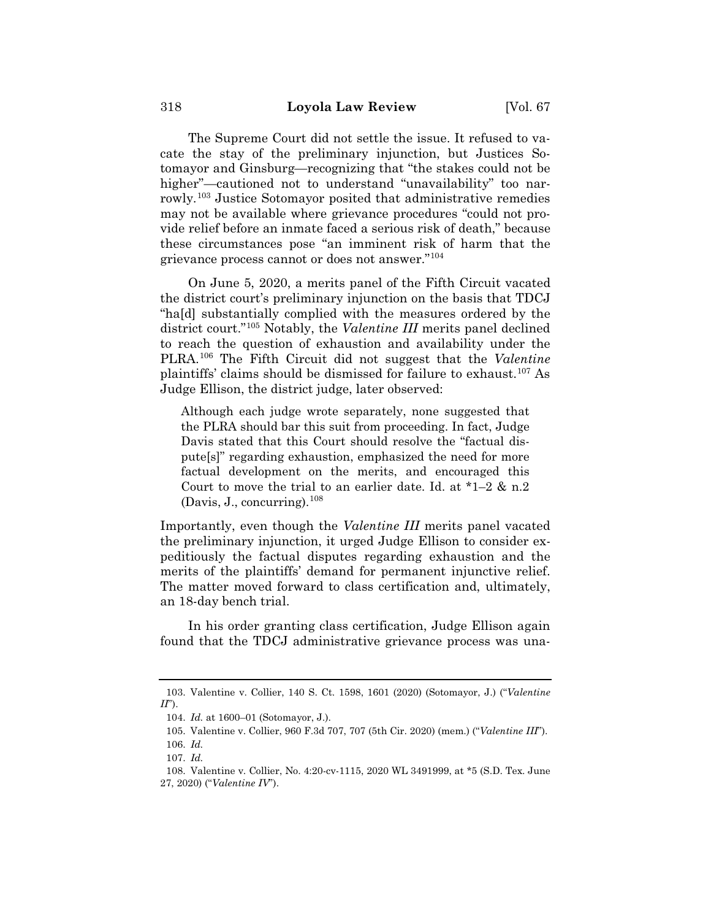The Supreme Court did not settle the issue. It refused to vacate the stay of the preliminary injunction, but Justices Sotomayor and Ginsburg—recognizing that "the stakes could not be higher"—cautioned not to understand "unavailability" too narrowly.[103] Justice Sotomayor posited that administrative remedies may not be available where grievance procedures "could not provide relief before an inmate faced a serious risk of death," because these circumstances pose "an imminent risk of harm that the grievance process cannot or does not answer."[104]

On June 5, 2020, a merits panel of the Fifth Circuit vacated the district court's preliminary injunction on the basis that TDCJ "ha[d] substantially complied with the measures ordered by the district court."[105] Notably, the *Valentine III* merits panel declined to reach the question of exhaustion and availability under the PLRA.[106] The Fifth Circuit did not suggest that the *Valentine* plaintiffs' claims should be dismissed for failure to exhaust.[107] As Judge Ellison, the district judge, later observed:

> Although each judge wrote separately, none suggested that the PLRA should bar this suit from proceeding. In fact, Judge Davis stated that this Court should resolve the "factual dispute[s]" regarding exhaustion, emphasized the need for more factual development on the merits, and encouraged this Court to move the trial to an earlier date. Id. at *1–2 & n.2 (Davis, J., concurring).[108]

Importantly, even though the *Valentine III* merits panel vacated the preliminary injunction, it urged Judge Ellison to consider expeditiously the factual disputes regarding exhaustion and the merits of the plaintiffs' demand for permanent injunctive relief. The matter moved forward to class certification and, ultimately, an 18-day bench trial.

In his order granting class certification, Judge Ellison again found that the TDCJ administrative grievance process was una-

---

103. Valentine v. Collier, 140 S. Ct. 1598, 1601 (2020) (Sotomayor, J.) ("*Valentine II*").

104. *Id.* at 1600–01 (Sotomayor, J.).

105. Valentine v. Collier, 960 F.3d 707, 707 (5th Cir. 2020) (mem.) ("*Valentine III*").

106. *Id.*

107. *Id.*

108. Valentine v. Collier, No. 4:20-cv-1115, 2020 WL 3491999, at *5 (S.D. Tex. June 27, 2020) ("*Valentine IV*").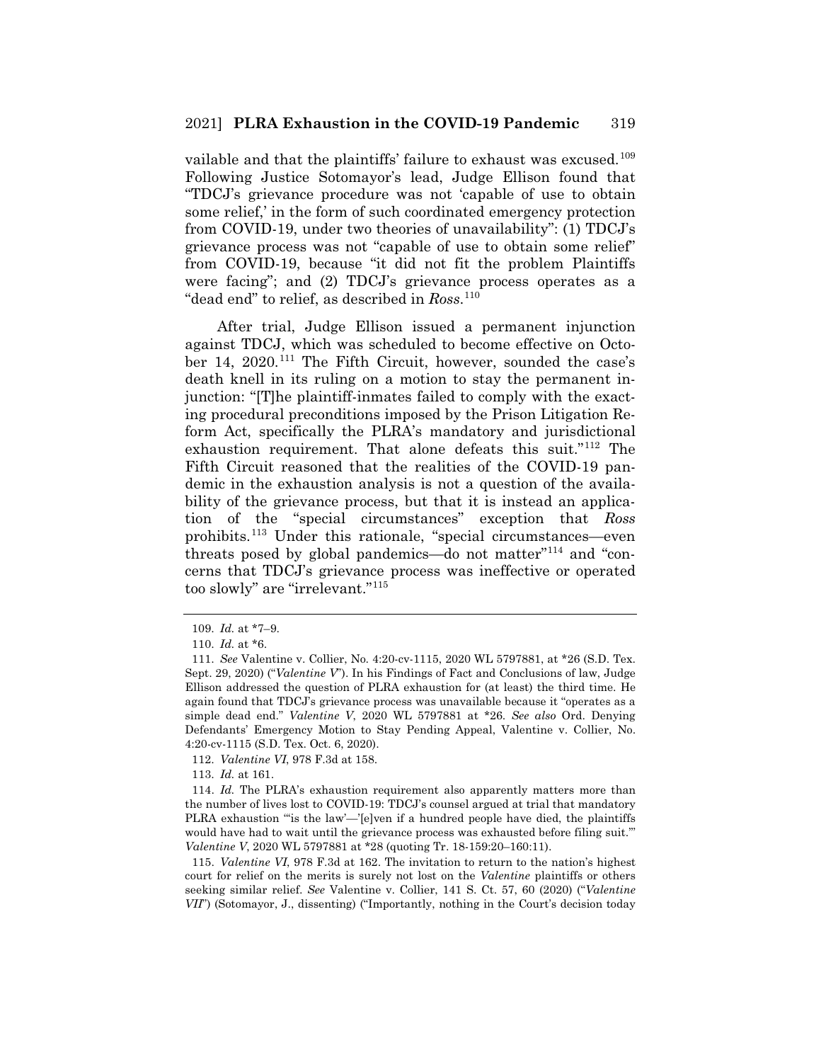vailable and that the plaintiffs' failure to exhaust was excused.[109] Following Justice Sotomayor's lead, Judge Ellison found that "TDCJ's grievance procedure was not 'capable of use to obtain some relief,' in the form of such coordinated emergency protection from COVID-19, under two theories of unavailability": (1) TDCJ's grievance process was not "capable of use to obtain some relief" from COVID-19, because "it did not fit the problem Plaintiffs were facing"; and (2) TDCJ's grievance process operates as a "dead end" to relief, as described in *Ross*.[110]

After trial, Judge Ellison issued a permanent injunction against TDCJ, which was scheduled to become effective on October 14, 2020.[111] The Fifth Circuit, however, sounded the case's death knell in its ruling on a motion to stay the permanent injunction: "[T]he plaintiff-inmates failed to comply with the exacting procedural preconditions imposed by the Prison Litigation Reform Act, specifically the PLRA's mandatory and jurisdictional exhaustion requirement. That alone defeats this suit."[112] The Fifth Circuit reasoned that the realities of the COVID-19 pandemic in the exhaustion analysis is not a question of the availability of the grievance process, but that it is instead an application of the "special circumstances" exception that *Ross* prohibits.[113] Under this rationale, "special circumstances—even threats posed by global pandemics—do not matter"[114] and "concerns that TDCJ's grievance process was ineffective or operated too slowly" are "irrelevant."[115]

---

109. *Id.* at \*7–9.

110. *Id.* at \*6.

111. *See* Valentine v. Collier, No. 4:20-cv-1115, 2020 WL 5797881, at \*26 (S.D. Tex. Sept. 29, 2020) ("*Valentine V*"). In his Findings of Fact and Conclusions of law, Judge Ellison addressed the question of PLRA exhaustion for (at least) the third time. He again found that TDCJ's grievance process was unavailable because it "operates as a simple dead end." *Valentine V*, 2020 WL 5797881 at \*26. *See also* Ord. Denying Defendants' Emergency Motion to Stay Pending Appeal, Valentine v. Collier, No. 4:20-cv-1115 (S.D. Tex. Oct. 6, 2020).

112. *Valentine VI*, 978 F.3d at 158.

113. *Id.* at 161.

114. *Id.* The PLRA's exhaustion requirement also apparently matters more than the number of lives lost to COVID-19: TDCJ's counsel argued at trial that mandatory PLRA exhaustion "'is the law'—'[e]ven if a hundred people have died, the plaintiffs would have had to wait until the grievance process was exhausted before filing suit.'" *Valentine V*, 2020 WL 5797881 at \*28 (quoting Tr. 18-159:20–160:11).

115. *Valentine VI*, 978 F.3d at 162. The invitation to return to the nation's highest court for relief on the merits is surely not lost on the *Valentine* plaintiffs or others seeking similar relief. *See* Valentine v. Collier, 141 S. Ct. 57, 60 (2020) ("*Valentine VII*") (Sotomayor, J., dissenting) ("Importantly, nothing in the Court's decision today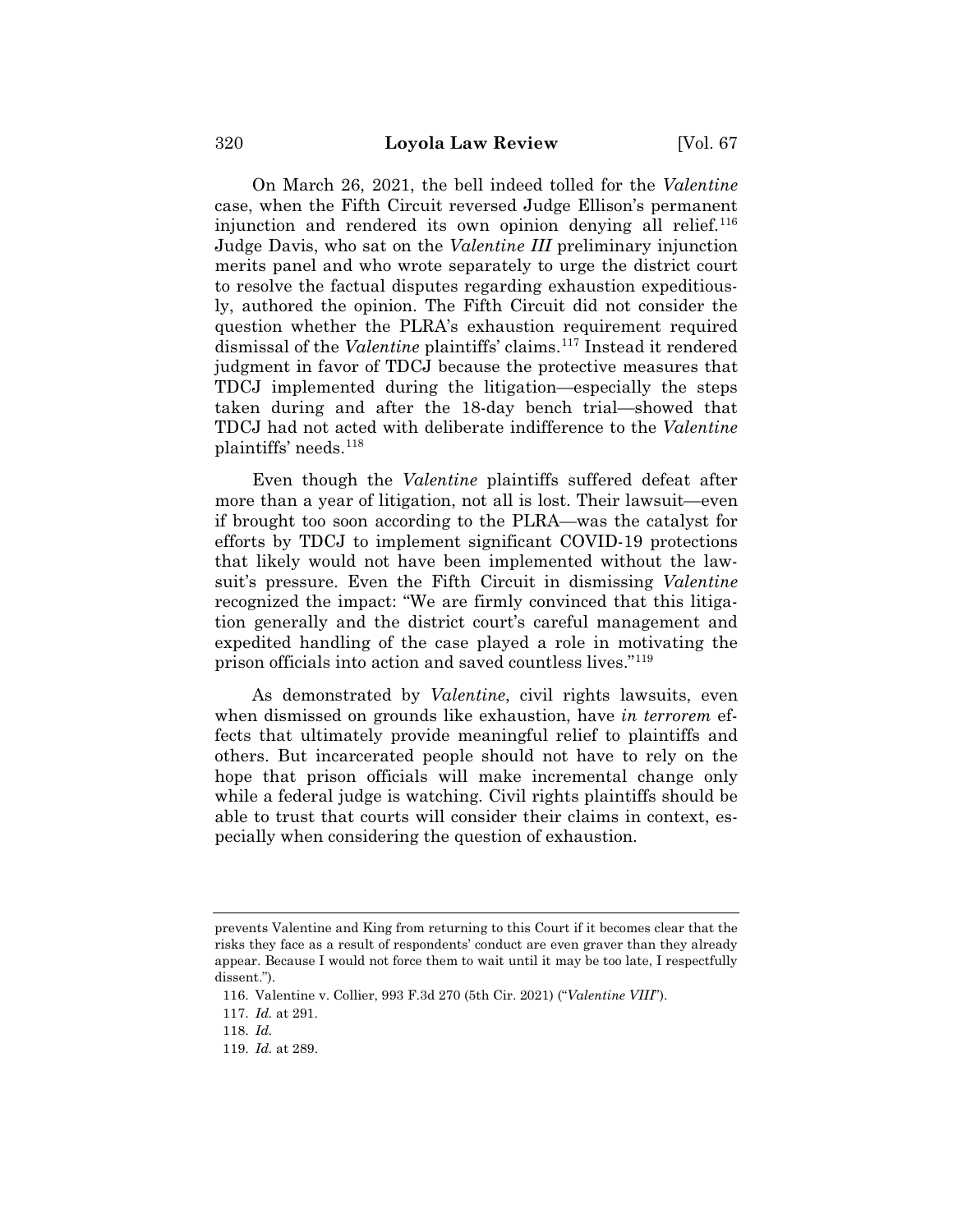On March 26, 2021, the bell indeed tolled for the *Valentine* case, when the Fifth Circuit reversed Judge Ellison's permanent injunction and rendered its own opinion denying all relief.[116] Judge Davis, who sat on the *Valentine III* preliminary injunction merits panel and who wrote separately to urge the district court to resolve the factual disputes regarding exhaustion expeditiously, authored the opinion. The Fifth Circuit did not consider the question whether the PLRA's exhaustion requirement required dismissal of the *Valentine* plaintiffs' claims.[117] Instead it rendered judgment in favor of TDCJ because the protective measures that TDCJ implemented during the litigation—especially the steps taken during and after the 18-day bench trial—showed that TDCJ had not acted with deliberate indifference to the *Valentine* plaintiffs' needs.[118]

Even though the *Valentine* plaintiffs suffered defeat after more than a year of litigation, not all is lost. Their lawsuit—even if brought too soon according to the PLRA—was the catalyst for efforts by TDCJ to implement significant COVID-19 protections that likely would not have been implemented without the lawsuit's pressure. Even the Fifth Circuit in dismissing *Valentine* recognized the impact: "We are firmly convinced that this litigation generally and the district court's careful management and expedited handling of the case played a role in motivating the prison officials into action and saved countless lives."[119]

As demonstrated by *Valentine*, civil rights lawsuits, even when dismissed on grounds like exhaustion, have *in terrorem* effects that ultimately provide meaningful relief to plaintiffs and others. But incarcerated people should not have to rely on the hope that prison officials will make incremental change only while a federal judge is watching. Civil rights plaintiffs should be able to trust that courts will consider their claims in context, especially when considering the question of exhaustion.

---

prevents Valentine and King from returning to this Court if it becomes clear that the risks they face as a result of respondents' conduct are even graver than they already appear. Because I would not force them to wait until it may be too late, I respectfully dissent.").

116. Valentine v. Collier, 993 F.3d 270 (5th Cir. 2021) ("*Valentine VIII*").

117. *Id.* at 291.

118. *Id.*

119. *Id.* at 289.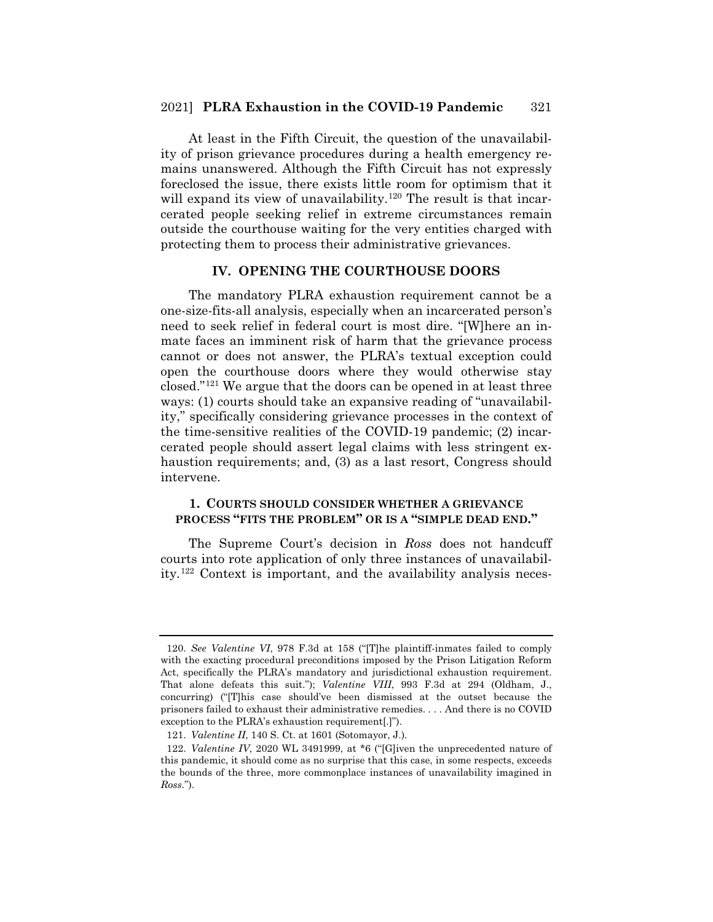At least in the Fifth Circuit, the question of the unavailability of prison grievance procedures during a health emergency remains unanswered. Although the Fifth Circuit has not expressly foreclosed the issue, there exists little room for optimism that it will expand its view of unavailability.[120] The result is that incarcerated people seeking relief in extreme circumstances remain outside the courthouse waiting for the very entities charged with protecting them to process their administrative grievances.

## IV. OPENING THE COURTHOUSE DOORS

The mandatory PLRA exhaustion requirement cannot be a one-size-fits-all analysis, especially when an incarcerated person's need to seek relief in federal court is most dire. "[W]here an inmate faces an imminent risk of harm that the grievance process cannot or does not answer, the PLRA's textual exception could open the courthouse doors where they would otherwise stay closed."[121] We argue that the doors can be opened in at least three ways: (1) courts should take an expansive reading of "unavailability," specifically considering grievance processes in the context of the time-sensitive realities of the COVID-19 pandemic; (2) incarcerated people should assert legal claims with less stringent exhaustion requirements; and, (3) as a last resort, Congress should intervene.

### 1. COURTS SHOULD CONSIDER WHETHER A GRIEVANCE PROCESS "FITS THE PROBLEM" OR IS A "SIMPLE DEAD END."

The Supreme Court's decision in *Ross* does not handcuff courts into rote application of only three instances of unavailability.[122] Context is important, and the availability analysis neces-

---

120. *See Valentine VI*, 978 F.3d at 158 ("[T]he plaintiff-inmates failed to comply with the exacting procedural preconditions imposed by the Prison Litigation Reform Act, specifically the PLRA's mandatory and jurisdictional exhaustion requirement. That alone defeats this suit."); *Valentine VIII*, 993 F.3d at 294 (Oldham, J., concurring) ("[T]his case should've been dismissed at the outset because the prisoners failed to exhaust their administrative remedies. . . . And there is no COVID exception to the PLRA's exhaustion requirement[.]").

121. *Valentine II*, 140 S. Ct. at 1601 (Sotomayor, J.).

122. *Valentine IV*, 2020 WL 3491999, at *6 ("[G]iven the unprecedented nature of this pandemic, it should come as no surprise that this case, in some respects, exceeds the bounds of the three, more commonplace instances of unavailability imagined in *Ross*.").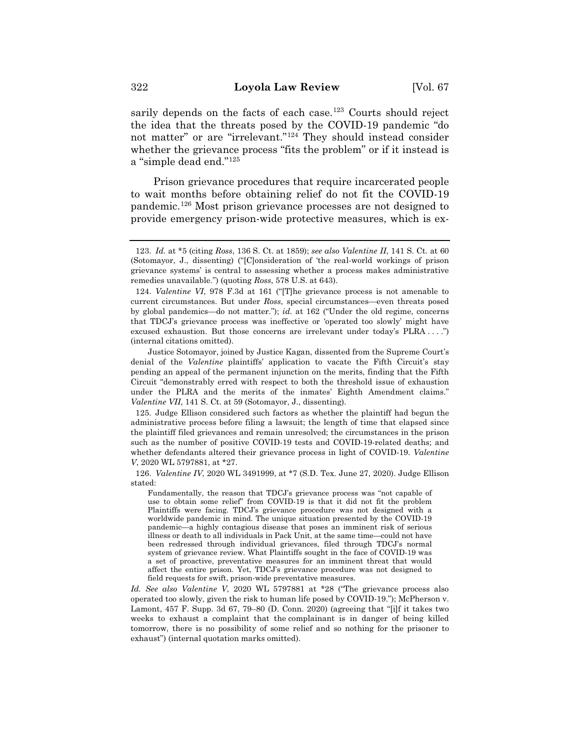sarily depends on the facts of each case.[123] Courts should reject the idea that the threats posed by the COVID-19 pandemic "do not matter" or are "irrelevant."[124] They should instead consider whether the grievance process "fits the problem" or if it instead is a "simple dead end."[125]

Prison grievance procedures that require incarcerated people to wait months before obtaining relief do not fit the COVID-19 pandemic.[126] Most prison grievance processes are not designed to provide emergency prison-wide protective measures, which is ex-

---

123. *Id.* at *5 (citing *Ross*, 136 S. Ct. at 1859); *see also Valentine II*, 141 S. Ct. at 60 (Sotomayor, J., dissenting) ("[C]onsideration of 'the real-world workings of prison grievance systems' is central to assessing whether a process makes administrative remedies unavailable.") (quoting *Ross*, 578 U.S. at 643).

124. *Valentine VI*, 978 F.3d at 161 ("[T]he grievance process is not amenable to current circumstances. But under *Ross*, special circumstances—even threats posed by global pandemics—do not matter."); *id.* at 162 ("Under the old regime, concerns that TDCJ's grievance process was ineffective or 'operated too slowly' might have excused exhaustion. But those concerns are irrelevant under today's PLRA . . . .") (internal citations omitted).

Justice Sotomayor, joined by Justice Kagan, dissented from the Supreme Court's denial of the *Valentine* plaintiffs' application to vacate the Fifth Circuit's stay pending an appeal of the permanent injunction on the merits, finding that the Fifth Circuit "demonstrably erred with respect to both the threshold issue of exhaustion under the PLRA and the merits of the inmates' Eighth Amendment claims." *Valentine VII*, 141 S. Ct. at 59 (Sotomayor, J., dissenting).

125. Judge Ellison considered such factors as whether the plaintiff had begun the administrative process before filing a lawsuit; the length of time that elapsed since the plaintiff filed grievances and remain unresolved; the circumstances in the prison such as the number of positive COVID-19 tests and COVID-19-related deaths; and whether defendants altered their grievance process in light of COVID-19. *Valentine V*, 2020 WL 5797881, at *27.

126. *Valentine IV*, 2020 WL 3491999, at *7 (S.D. Tex. June 27, 2020). Judge Ellison stated:

> Fundamentally, the reason that TDCJ's grievance process was "not capable of use to obtain some relief" from COVID-19 is that it did not fit the problem Plaintiffs were facing. TDCJ's grievance procedure was not designed with a worldwide pandemic in mind. The unique situation presented by the COVID-19 pandemic—a highly contagious disease that poses an imminent risk of serious illness or death to all individuals in Pack Unit, at the same time—could not have been redressed through individual grievances, filed through TDCJ's normal system of grievance review. What Plaintiffs sought in the face of COVID-19 was a set of proactive, preventative measures for an imminent threat that would affect the entire prison. Yet, TDCJ's grievance procedure was not designed to field requests for swift, prison-wide preventative measures.

*Id. See also Valentine V*, 2020 WL 5797881 at *28 ("The grievance process also operated too slowly, given the risk to human life posed by COVID-19."); McPherson v. Lamont, 457 F. Supp. 3d 67, 79–80 (D. Conn. 2020) (agreeing that "[i]f it takes two weeks to exhaust a complaint that the complainant is in danger of being killed tomorrow, there is no possibility of some relief and so nothing for the prisoner to exhaust") (internal quotation marks omitted).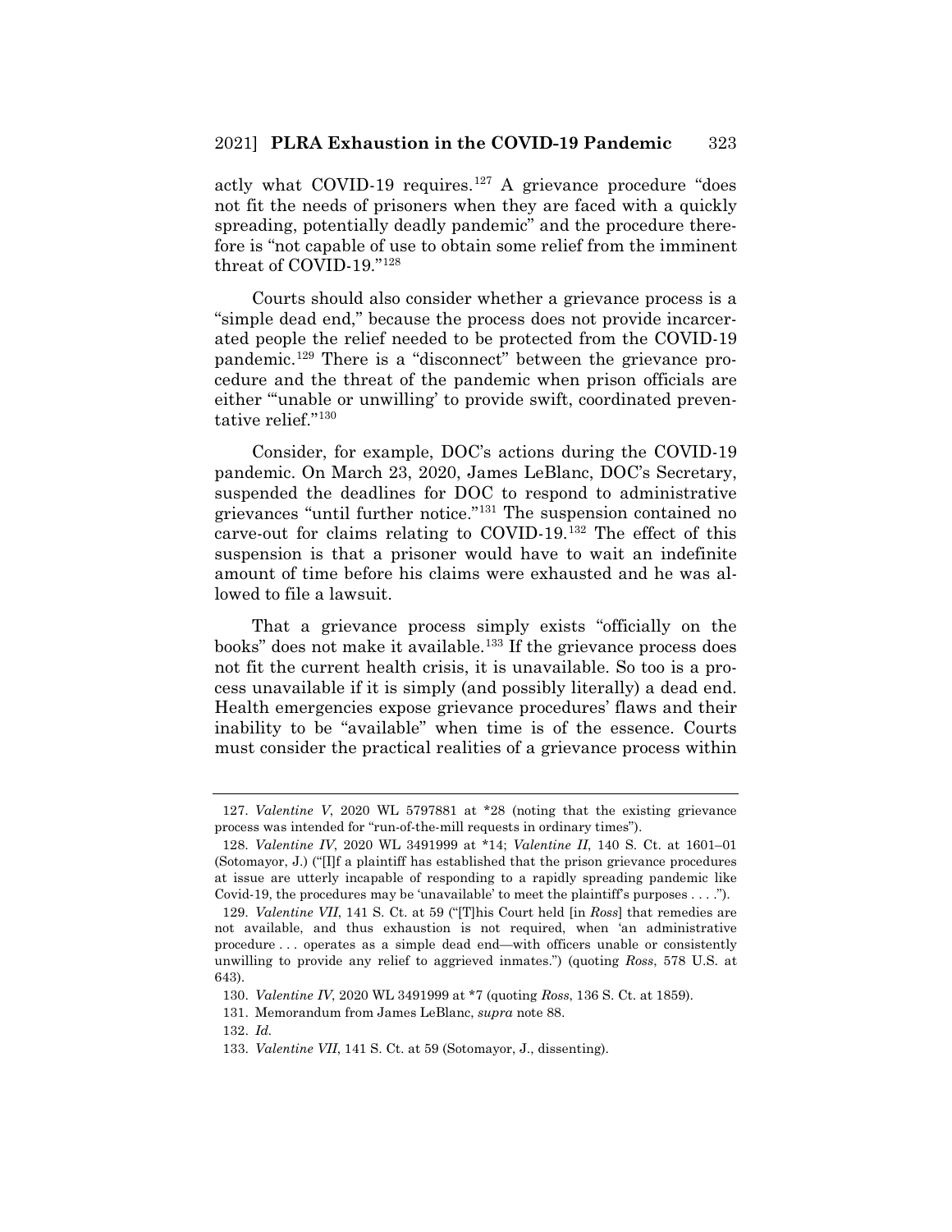actly what COVID-19 requires.[127] A grievance procedure "does not fit the needs of prisoners when they are faced with a quickly spreading, potentially deadly pandemic" and the procedure therefore is "not capable of use to obtain some relief from the imminent threat of COVID-19."[128]

Courts should also consider whether a grievance process is a "simple dead end," because the process does not provide incarcerated people the relief needed to be protected from the COVID-19 pandemic.[129] There is a "disconnect" between the grievance procedure and the threat of the pandemic when prison officials are either "'unable or unwilling' to provide swift, coordinated preventative relief."[130]

Consider, for example, DOC's actions during the COVID-19 pandemic. On March 23, 2020, James LeBlanc, DOC's Secretary, suspended the deadlines for DOC to respond to administrative grievances "until further notice."[131] The suspension contained no carve-out for claims relating to COVID-19.[132] The effect of this suspension is that a prisoner would have to wait an indefinite amount of time before his claims were exhausted and he was allowed to file a lawsuit.

That a grievance process simply exists "officially on the books" does not make it available.[133] If the grievance process does not fit the current health crisis, it is unavailable. So too is a process unavailable if it is simply (and possibly literally) a dead end. Health emergencies expose grievance procedures' flaws and their inability to be "available" when time is of the essence. Courts must consider the practical realities of a grievance process within

---

127. *Valentine V*, 2020 WL 5797881 at *28 (noting that the existing grievance process was intended for "run-of-the-mill requests in ordinary times").

128. *Valentine IV*, 2020 WL 3491999 at *14; *Valentine II*, 140 S. Ct. at 1601–01 (Sotomayor, J.) ("[I]f a plaintiff has established that the prison grievance procedures at issue are utterly incapable of responding to a rapidly spreading pandemic like Covid-19, the procedures may be 'unavailable' to meet the plaintiff's purposes . . . .").

129. *Valentine VII*, 141 S. Ct. at 59 ("[T]his Court held [in *Ross*] that remedies are not available, and thus exhaustion is not required, when 'an administrative procedure . . . operates as a simple dead end—with officers unable or consistently unwilling to provide any relief to aggrieved inmates.") (quoting *Ross*, 578 U.S. at 643).

130. *Valentine IV*, 2020 WL 3491999 at *7 (quoting *Ross*, 136 S. Ct. at 1859).

131. Memorandum from James LeBlanc, *supra* note 88.

132. *Id.*

133. *Valentine VII*, 141 S. Ct. at 59 (Sotomayor, J., dissenting).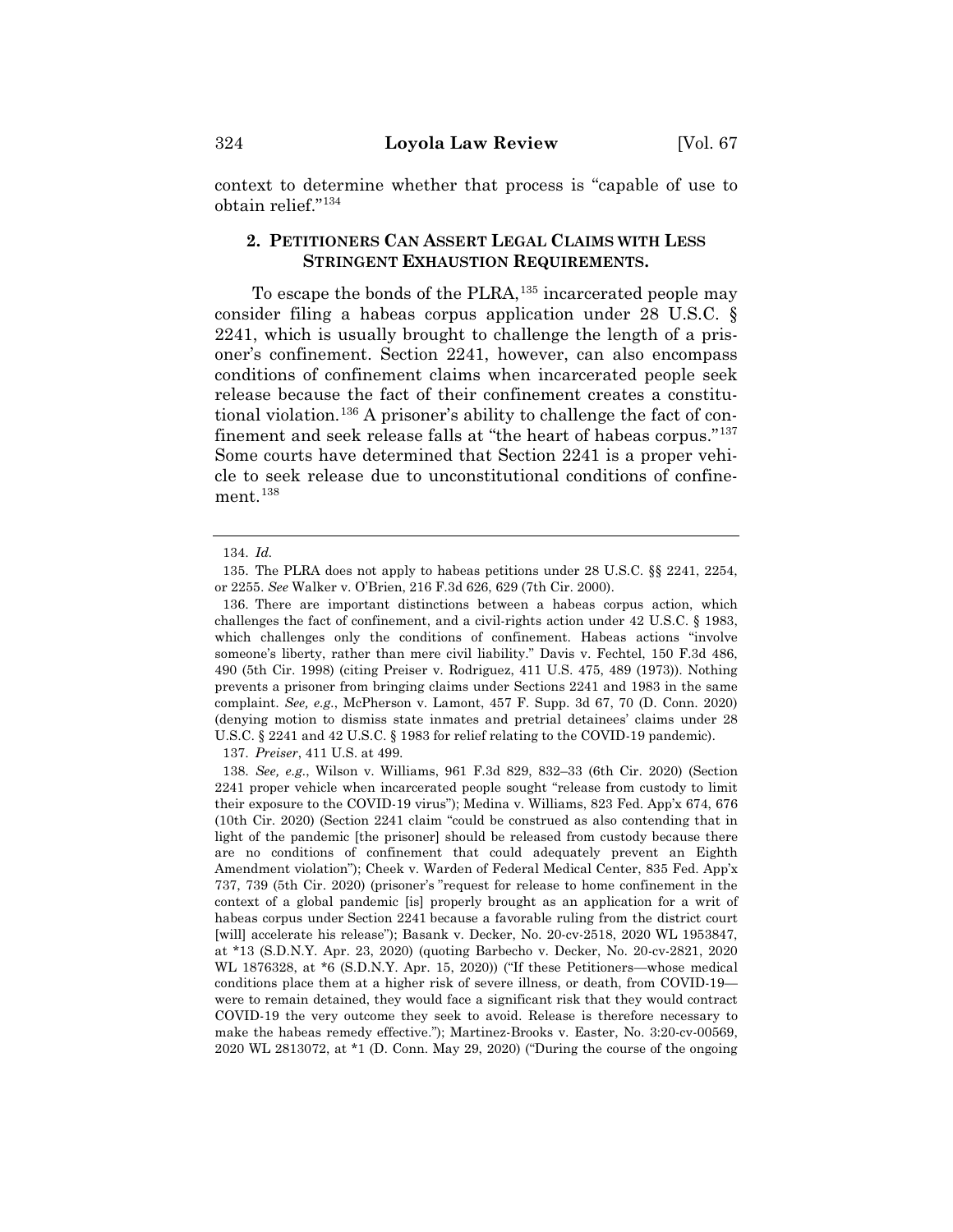context to determine whether that process is "capable of use to obtain relief."[134]

### 2. PETITIONERS CAN ASSERT LEGAL CLAIMS WITH LESS STRINGENT EXHAUSTION REQUIREMENTS.

To escape the bonds of the PLRA,[135] incarcerated people may consider filing a habeas corpus application under 28 U.S.C. § 2241, which is usually brought to challenge the length of a prisoner's confinement. Section 2241, however, can also encompass conditions of confinement claims when incarcerated people seek release because the fact of their confinement creates a constitutional violation.[136] A prisoner's ability to challenge the fact of confinement and seek release falls at "the heart of habeas corpus."[137] Some courts have determined that Section 2241 is a proper vehicle to seek release due to unconstitutional conditions of confinement.[138]

---

134. *Id.*

135. The PLRA does not apply to habeas petitions under 28 U.S.C. §§ 2241, 2254, or 2255. *See* Walker v. O'Brien, 216 F.3d 626, 629 (7th Cir. 2000).

136. There are important distinctions between a habeas corpus action, which challenges the fact of confinement, and a civil-rights action under 42 U.S.C. § 1983, which challenges only the conditions of confinement. Habeas actions "involve someone's liberty, rather than mere civil liability." Davis v. Fechtel, 150 F.3d 486, 490 (5th Cir. 1998) (citing Preiser v. Rodriguez, 411 U.S. 475, 489 (1973)). Nothing prevents a prisoner from bringing claims under Sections 2241 and 1983 in the same complaint. *See, e.g.*, McPherson v. Lamont, 457 F. Supp. 3d 67, 70 (D. Conn. 2020) (denying motion to dismiss state inmates and pretrial detainees' claims under 28 U.S.C. § 2241 and 42 U.S.C. § 1983 for relief relating to the COVID-19 pandemic).

137. *Preiser*, 411 U.S. at 499.

138. *See, e.g.*, Wilson v. Williams, 961 F.3d 829, 832–33 (6th Cir. 2020) (Section 2241 proper vehicle when incarcerated people sought "release from custody to limit their exposure to the COVID-19 virus"); Medina v. Williams, 823 Fed. App'x 674, 676 (10th Cir. 2020) (Section 2241 claim "could be construed as also contending that in light of the pandemic [the prisoner] should be released from custody because there are no conditions of confinement that could adequately prevent an Eighth Amendment violation"); Cheek v. Warden of Federal Medical Center, 835 Fed. App'x 737, 739 (5th Cir. 2020) (prisoner's "request for release to home confinement in the context of a global pandemic [is] properly brought as an application for a writ of habeas corpus under Section 2241 because a favorable ruling from the district court [will] accelerate his release"); Basank v. Decker, No. 20-cv-2518, 2020 WL 1953847, at *13 (S.D.N.Y. Apr. 23, 2020) (quoting Barbecho v. Decker, No. 20-cv-2821, 2020 WL 1876328, at *6 (S.D.N.Y. Apr. 15, 2020)) ("If these Petitioners—whose medical conditions place them at a higher risk of severe illness, or death, from COVID-19—were to remain detained, they would face a significant risk that they would contract COVID-19 the very outcome they seek to avoid. Release is therefore necessary to make the habeas remedy effective."); Martinez-Brooks v. Easter, No. 3:20-cv-00569, 2020 WL 2813072, at *1 (D. Conn. May 29, 2020) ("During the course of the ongoing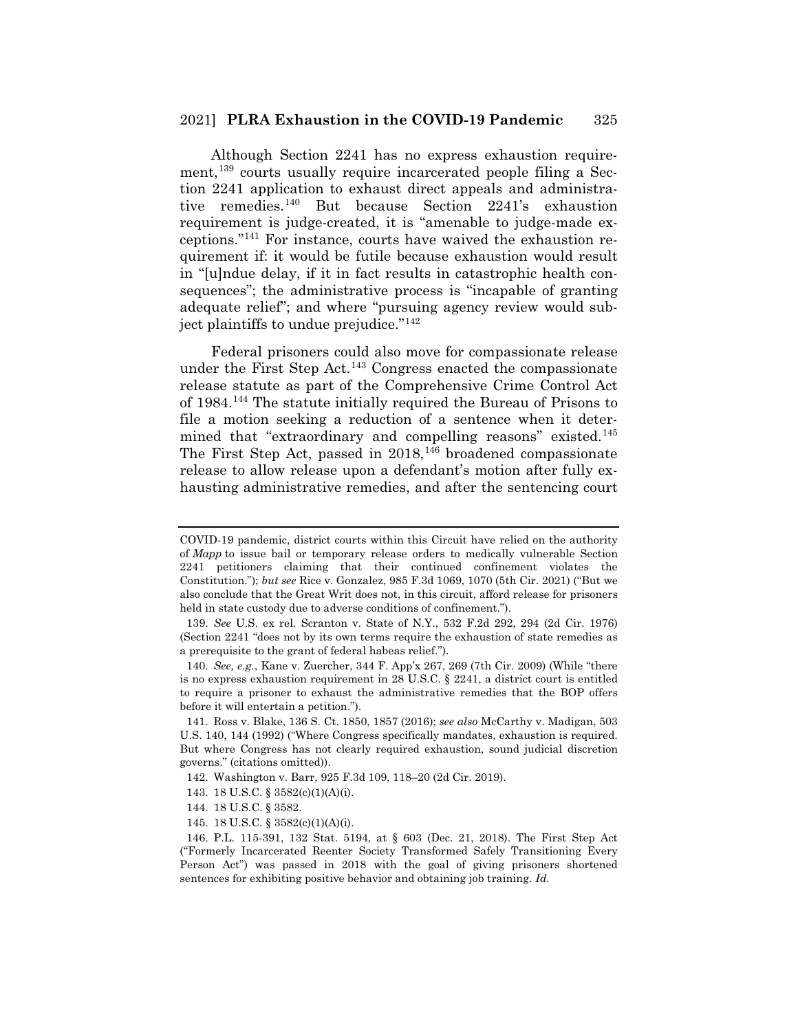Although Section 2241 has no express exhaustion requirement,[139] courts usually require incarcerated people filing a Section 2241 application to exhaust direct appeals and administrative remedies.[140] But because Section 2241's exhaustion requirement is judge-created, it is "amenable to judge-made exceptions."[141] For instance, courts have waived the exhaustion requirement if: it would be futile because exhaustion would result in "[u]ndue delay, if it in fact results in catastrophic health consequences"; the administrative process is "incapable of granting adequate relief"; and where "pursuing agency review would subject plaintiffs to undue prejudice."[142]

Federal prisoners could also move for compassionate release under the First Step Act.[143] Congress enacted the compassionate release statute as part of the Comprehensive Crime Control Act of 1984.[144] The statute initially required the Bureau of Prisons to file a motion seeking a reduction of a sentence when it determined that "extraordinary and compelling reasons" existed.[145] The First Step Act, passed in 2018,[146] broadened compassionate release to allow release upon a defendant's motion after fully exhausting administrative remedies, and after the sentencing court

---

COVID-19 pandemic, district courts within this Circuit have relied on the authority of *Mapp* to issue bail or temporary release orders to medically vulnerable Section 2241 petitioners claiming that their continued confinement violates the Constitution."); *but see* Rice v. Gonzalez, 985 F.3d 1069, 1070 (5th Cir. 2021) ("But we also conclude that the Great Writ does not, in this circuit, afford release for prisoners held in state custody due to adverse conditions of confinement.").

139. *See* U.S. ex rel. Scranton v. State of N.Y., 532 F.2d 292, 294 (2d Cir. 1976) (Section 2241 "does not by its own terms require the exhaustion of state remedies as a prerequisite to the grant of federal habeas relief.").

140. *See, e.g.*, Kane v. Zuercher, 344 F. App'x 267, 269 (7th Cir. 2009) (While "there is no express exhaustion requirement in 28 U.S.C. § 2241, a district court is entitled to require a prisoner to exhaust the administrative remedies that the BOP offers before it will entertain a petition.").

141. Ross v. Blake, 136 S. Ct. 1850, 1857 (2016); *see also* McCarthy v. Madigan, 503 U.S. 140, 144 (1992) ("Where Congress specifically mandates, exhaustion is required. But where Congress has not clearly required exhaustion, sound judicial discretion governs." (citations omitted)).

142. Washington v. Barr, 925 F.3d 109, 118–20 (2d Cir. 2019).

143. 18 U.S.C. § 3582(c)(1)(A)(i).

144. 18 U.S.C. § 3582.

145. 18 U.S.C. § 3582(c)(1)(A)(i).

146. P.L. 115-391, 132 Stat. 5194, at § 603 (Dec. 21, 2018). The First Step Act ("Formerly Incarcerated Reenter Society Transformed Safely Transitioning Every Person Act") was passed in 2018 with the goal of giving prisoners shortened sentences for exhibiting positive behavior and obtaining job training. *Id.*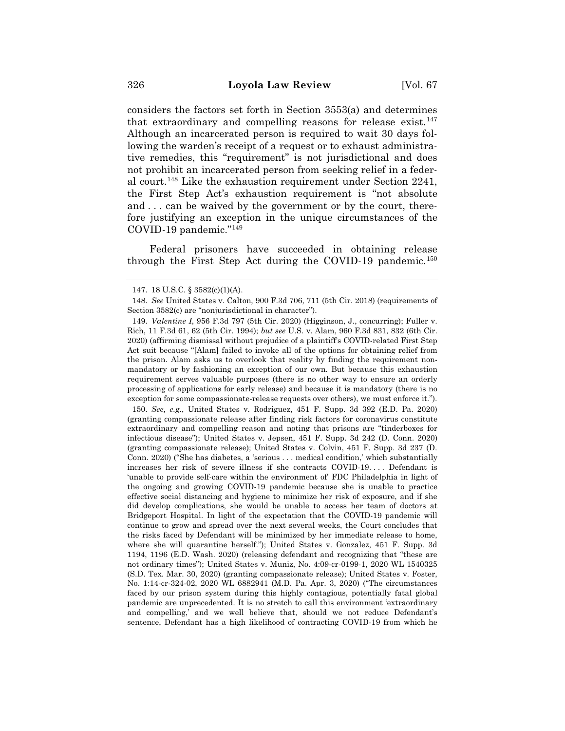considers the factors set forth in Section 3553(a) and determines that extraordinary and compelling reasons for release exist.[147] Although an incarcerated person is required to wait 30 days following the warden's receipt of a request or to exhaust administrative remedies, this "requirement" is not jurisdictional and does not prohibit an incarcerated person from seeking relief in a federal court.[148] Like the exhaustion requirement under Section 2241, the First Step Act's exhaustion requirement is "not absolute and . . . can be waived by the government or by the court, therefore justifying an exception in the unique circumstances of the COVID-19 pandemic."[149]

Federal prisoners have succeeded in obtaining release through the First Step Act during the COVID-19 pandemic.[150]

---

147. 18 U.S.C. § 3582(c)(1)(A).

148. *See* United States v. Calton, 900 F.3d 706, 711 (5th Cir. 2018) (requirements of Section 3582(c) are "nonjurisdictional in character").

149. *Valentine I*, 956 F.3d 797 (5th Cir. 2020) (Higginson, J., concurring); Fuller v. Rich, 11 F.3d 61, 62 (5th Cir. 1994); *but see* U.S. v. Alam, 960 F.3d 831, 832 (6th Cir. 2020) (affirming dismissal without prejudice of a plaintiff's COVID-related First Step Act suit because "[Alam] failed to invoke all of the options for obtaining relief from the prison. Alam asks us to overlook that reality by finding the requirement nonmandatory or by fashioning an exception of our own. But because this exhaustion requirement serves valuable purposes (there is no other way to ensure an orderly processing of applications for early release) and because it is mandatory (there is no exception for some compassionate-release requests over others), we must enforce it.").

150. *See, e.g.*, United States v. Rodriguez, 451 F. Supp. 3d 392 (E.D. Pa. 2020) (granting compassionate release after finding risk factors for coronavirus constitute extraordinary and compelling reason and noting that prisons are "tinderboxes for infectious disease"); United States v. Jepsen, 451 F. Supp. 3d 242 (D. Conn. 2020) (granting compassionate release); United States v. Colvin, 451 F. Supp. 3d 237 (D. Conn. 2020) ("She has diabetes, a 'serious . . . medical condition,' which substantially increases her risk of severe illness if she contracts COVID-19. . . . Defendant is 'unable to provide self-care within the environment of' FDC Philadelphia in light of the ongoing and growing COVID-19 pandemic because she is unable to practice effective social distancing and hygiene to minimize her risk of exposure, and if she did develop complications, she would be unable to access her team of doctors at Bridgeport Hospital. In light of the expectation that the COVID-19 pandemic will continue to grow and spread over the next several weeks, the Court concludes that the risks faced by Defendant will be minimized by her immediate release to home, where she will quarantine herself."); United States v. Gonzalez, 451 F. Supp. 3d 1194, 1196 (E.D. Wash. 2020) (releasing defendant and recognizing that "these are not ordinary times"); United States v. Muniz, No. 4:09-cr-0199-1, 2020 WL 1540325 (S.D. Tex. Mar. 30, 2020) (granting compassionate release); United States v. Foster, No. 1:14-cr-324-02, 2020 WL 6882941 (M.D. Pa. Apr. 3, 2020) ("The circumstances faced by our prison system during this highly contagious, potentially fatal global pandemic are unprecedented. It is no stretch to call this environment 'extraordinary and compelling,' and we well believe that, should we not reduce Defendant's sentence, Defendant has a high likelihood of contracting COVID-19 from which he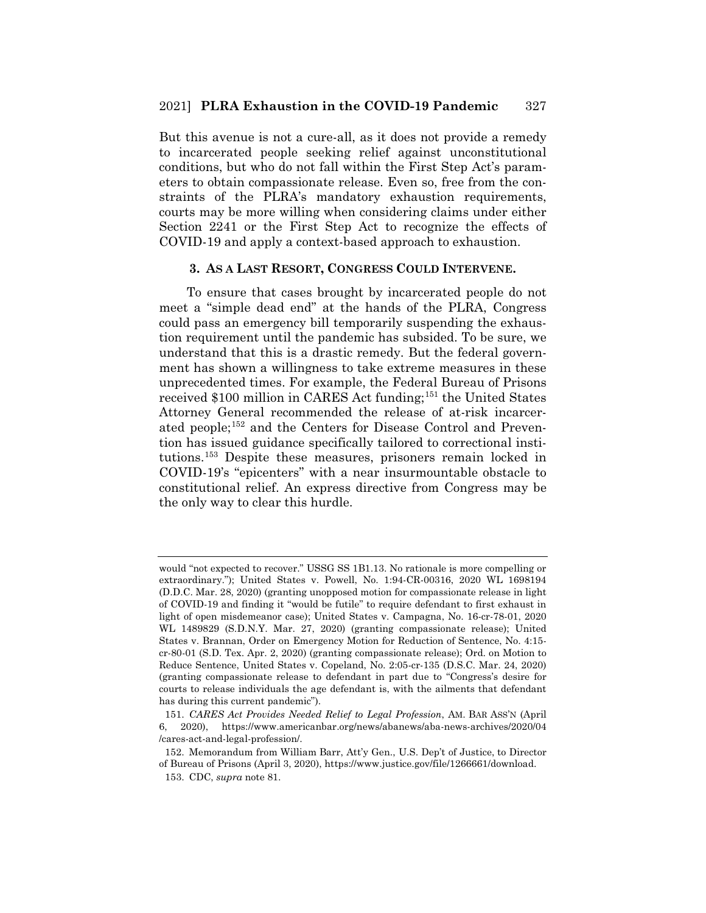But this avenue is not a cure-all, as it does not provide a remedy to incarcerated people seeking relief against unconstitutional conditions, but who do not fall within the First Step Act's parameters to obtain compassionate release. Even so, free from the constraints of the PLRA's mandatory exhaustion requirements, courts may be more willing when considering claims under either Section 2241 or the First Step Act to recognize the effects of COVID-19 and apply a context-based approach to exhaustion.

### 3. AS A LAST RESORT, CONGRESS COULD INTERVENE.

To ensure that cases brought by incarcerated people do not meet a "simple dead end" at the hands of the PLRA, Congress could pass an emergency bill temporarily suspending the exhaustion requirement until the pandemic has subsided. To be sure, we understand that this is a drastic remedy. But the federal government has shown a willingness to take extreme measures in these unprecedented times. For example, the Federal Bureau of Prisons received $100 million in CARES Act funding;[151] the United States Attorney General recommended the release of at-risk incarcerated people;[152] and the Centers for Disease Control and Prevention has issued guidance specifically tailored to correctional institutions.[153] Despite these measures, prisoners remain locked in COVID-19's "epicenters" with a near insurmountable obstacle to constitutional relief. An express directive from Congress may be the only way to clear this hurdle.

---

would "not expected to recover." USSG SS 1B1.13. No rationale is more compelling or extraordinary."); United States v. Powell, No. 1:94-CR-00316, 2020 WL 1698194 (D.D.C. Mar. 28, 2020) (granting unopposed motion for compassionate release in light of COVID-19 and finding it "would be futile" to require defendant to first exhaust in light of open misdemeanor case); United States v. Campagna, No. 16-cr-78-01, 2020 WL 1489829 (S.D.N.Y. Mar. 27, 2020) (granting compassionate release); United States v. Brannan, Order on Emergency Motion for Reduction of Sentence, No. 4:15-cr-80-01 (S.D. Tex. Apr. 2, 2020) (granting compassionate release); Ord. on Motion to Reduce Sentence, United States v. Copeland, No. 2:05-cr-135 (D.S.C. Mar. 24, 2020) (granting compassionate release to defendant in part due to "Congress's desire for courts to release individuals the age defendant is, with the ailments that defendant has during this current pandemic").

151. *CARES Act Provides Needed Relief to Legal Profession*, AM. BAR ASS'N (April 6, 2020), https://www.americanbar.org/news/abanews/aba-news-archives/2020/04/cares-act-and-legal-profession/.

152. Memorandum from William Barr, Att'y Gen., U.S. Dep't of Justice, to Director of Bureau of Prisons (April 3, 2020), https://www.justice.gov/file/1266661/download.

153. CDC, *supra* note 81.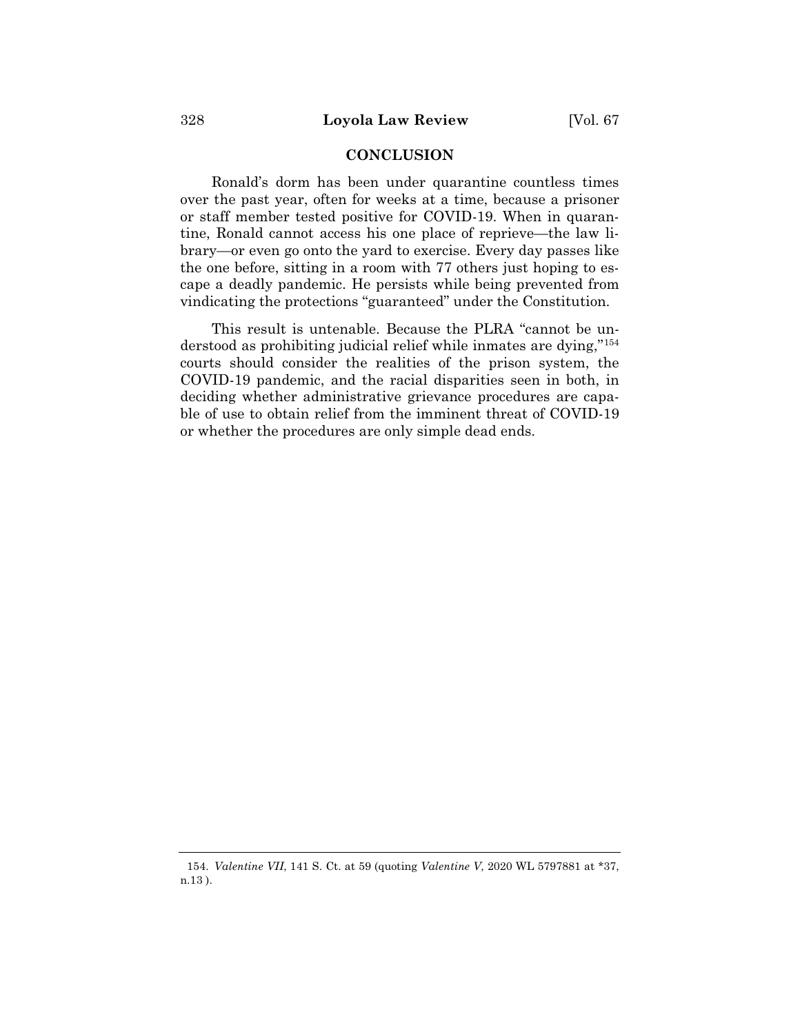## CONCLUSION

Ronald's dorm has been under quarantine countless times over the past year, often for weeks at a time, because a prisoner or staff member tested positive for COVID-19. When in quarantine, Ronald cannot access his one place of reprieve—the law library—or even go onto the yard to exercise. Every day passes like the one before, sitting in a room with 77 others just hoping to escape a deadly pandemic. He persists while being prevented from vindicating the protections "guaranteed" under the Constitution.

This result is untenable. Because the PLRA "cannot be understood as prohibiting judicial relief while inmates are dying,"[154] courts should consider the realities of the prison system, the COVID-19 pandemic, and the racial disparities seen in both, in deciding whether administrative grievance procedures are capable of use to obtain relief from the imminent threat of COVID-19 or whether the procedures are only simple dead ends.

---

154. *Valentine VII*, 141 S. Ct. at 59 (quoting *Valentine V*, 2020 WL 5797881 at *37, n.13 ).